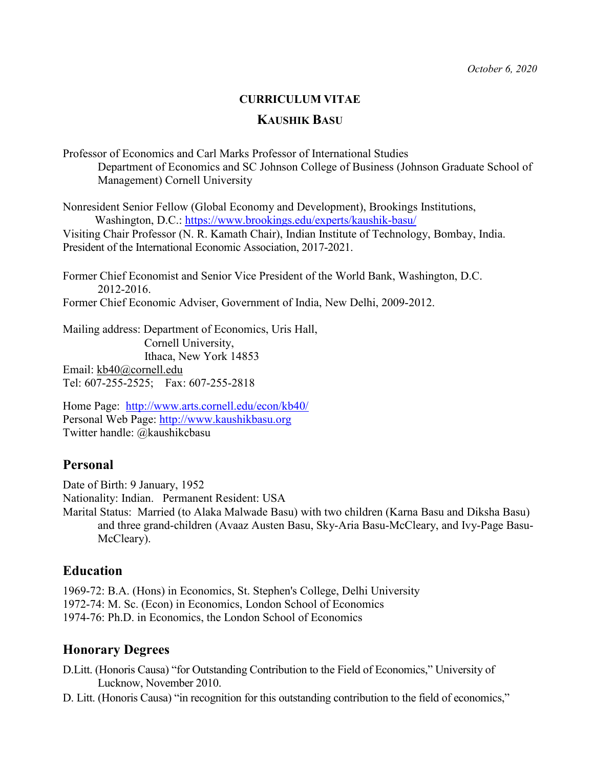*October 6, 2020*

**CURRICULUM VITAE**

**KAUSHIK BASU**

Professor of Economics and Carl Marks Professor of International Studies
Department of Economics and SC Johnson College of Business (Johnson Graduate School of Management) Cornell University

Nonresident Senior Fellow (Global Economy and Development), Brookings Institutions, Washington, D.C.: https://www.brookings.edu/experts/kaushik-basu/
Visiting Chair Professor (N. R. Kamath Chair), Indian Institute of Technology, Bombay, India.
President of the International Economic Association, 2017-2021.

Former Chief Economist and Senior Vice President of the World Bank, Washington, D.C. 2012-2016.
Former Chief Economic Adviser, Government of India, New Delhi, 2009-2012.

Mailing address: Department of Economics, Uris Hall,
Cornell University,
Ithaca, New York 14853
Email: kb40@cornell.edu
Tel: 607-255-2525; Fax: 607-255-2818

Home Page: http://www.arts.cornell.edu/econ/kb40/
Personal Web Page: http://www.kaushikbasu.org
Twitter handle: @kaushikcbasu

## Personal

Date of Birth: 9 January, 1952
Nationality: Indian. Permanent Resident: USA
Marital Status: Married (to Alaka Malwade Basu) with two children (Karna Basu and Diksha Basu) and three grand-children (Avaaz Austen Basu, Sky-Aria Basu-McCleary, and Ivy-Page Basu-McCleary).

## Education

1969-72: B.A. (Hons) in Economics, St. Stephen's College, Delhi University
1972-74: M. Sc. (Econ) in Economics, London School of Economics
1974-76: Ph.D. in Economics, the London School of Economics

## Honorary Degrees

D.Litt. (Honoris Causa) "for Outstanding Contribution to the Field of Economics," University of Lucknow, November 2010.

D. Litt. (Honoris Causa) "in recognition for this outstanding contribution to the field of economics,"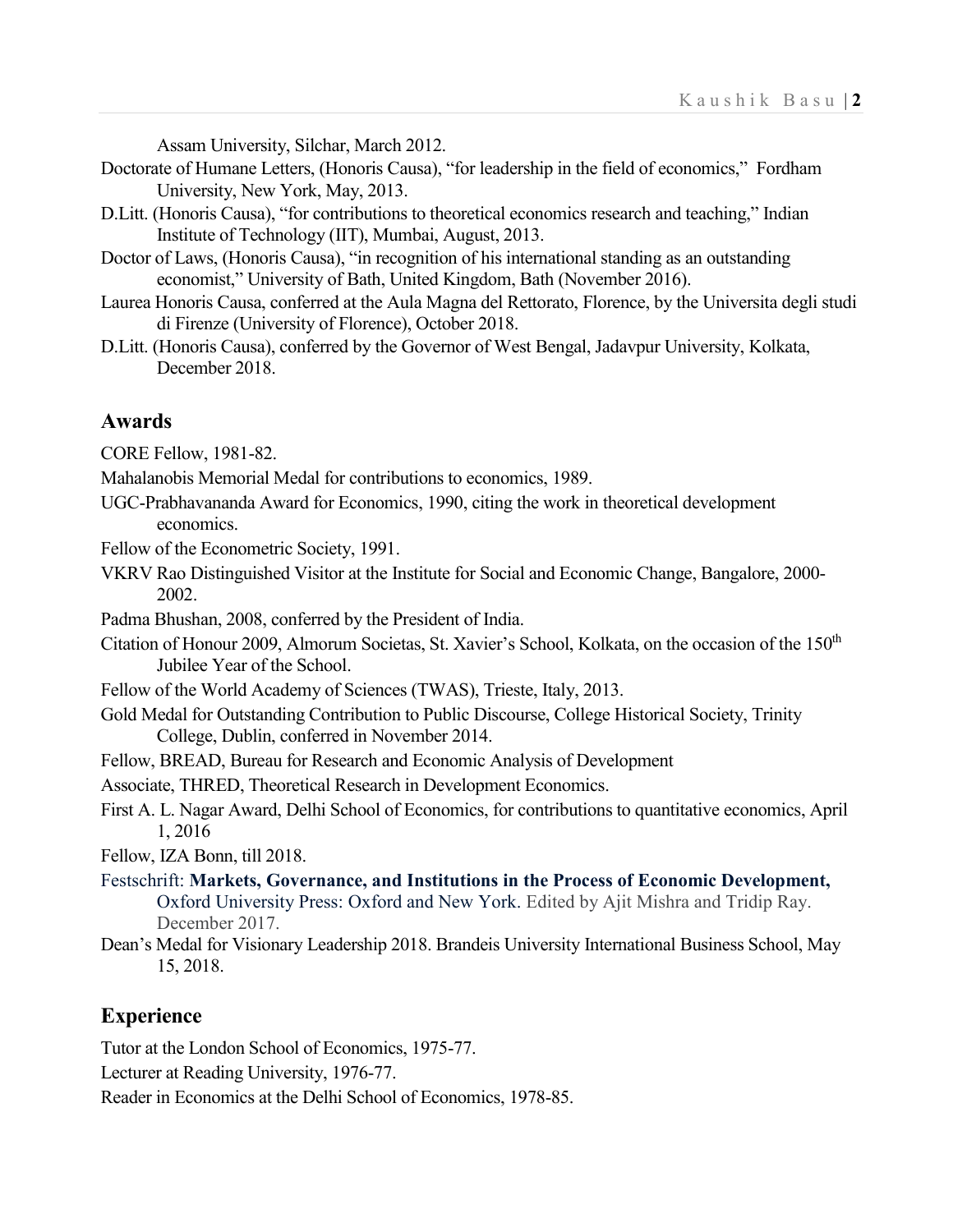Assam University, Silchar, March 2012.

Doctorate of Humane Letters, (Honoris Causa), "for leadership in the field of economics," Fordham University, New York, May, 2013.

D.Litt. (Honoris Causa), "for contributions to theoretical economics research and teaching," Indian Institute of Technology (IIT), Mumbai, August, 2013.

Doctor of Laws, (Honoris Causa), "in recognition of his international standing as an outstanding economist," University of Bath, United Kingdom, Bath (November 2016).

Laurea Honoris Causa, conferred at the Aula Magna del Rettorato, Florence, by the Universita degli studi di Firenze (University of Florence), October 2018.

D.Litt. (Honoris Causa), conferred by the Governor of West Bengal, Jadavpur University, Kolkata, December 2018.

## Awards

CORE Fellow, 1981-82.

Mahalanobis Memorial Medal for contributions to economics, 1989.

UGC-Prabhavananda Award for Economics, 1990, citing the work in theoretical development economics.

Fellow of the Econometric Society, 1991.

VKRV Rao Distinguished Visitor at the Institute for Social and Economic Change, Bangalore, 2000-2002.

Padma Bhushan, 2008, conferred by the President of India.

Citation of Honour 2009, Almorum Societas, St. Xavier's School, Kolkata, on the occasion of the 150th Jubilee Year of the School.

Fellow of the World Academy of Sciences (TWAS), Trieste, Italy, 2013.

Gold Medal for Outstanding Contribution to Public Discourse, College Historical Society, Trinity College, Dublin, conferred in November 2014.

Fellow, BREAD, Bureau for Research and Economic Analysis of Development

Associate, THRED, Theoretical Research in Development Economics.

First A. L. Nagar Award, Delhi School of Economics, for contributions to quantitative economics, April 1, 2016

Fellow, IZA Bonn, till 2018.

Festschrift: **Markets, Governance, and Institutions in the Process of Economic Development,** Oxford University Press: Oxford and New York. Edited by Ajit Mishra and Tridip Ray. December 2017.

Dean's Medal for Visionary Leadership 2018. Brandeis University International Business School, May 15, 2018.

## Experience

Tutor at the London School of Economics, 1975-77.

Lecturer at Reading University, 1976-77.

Reader in Economics at the Delhi School of Economics, 1978-85.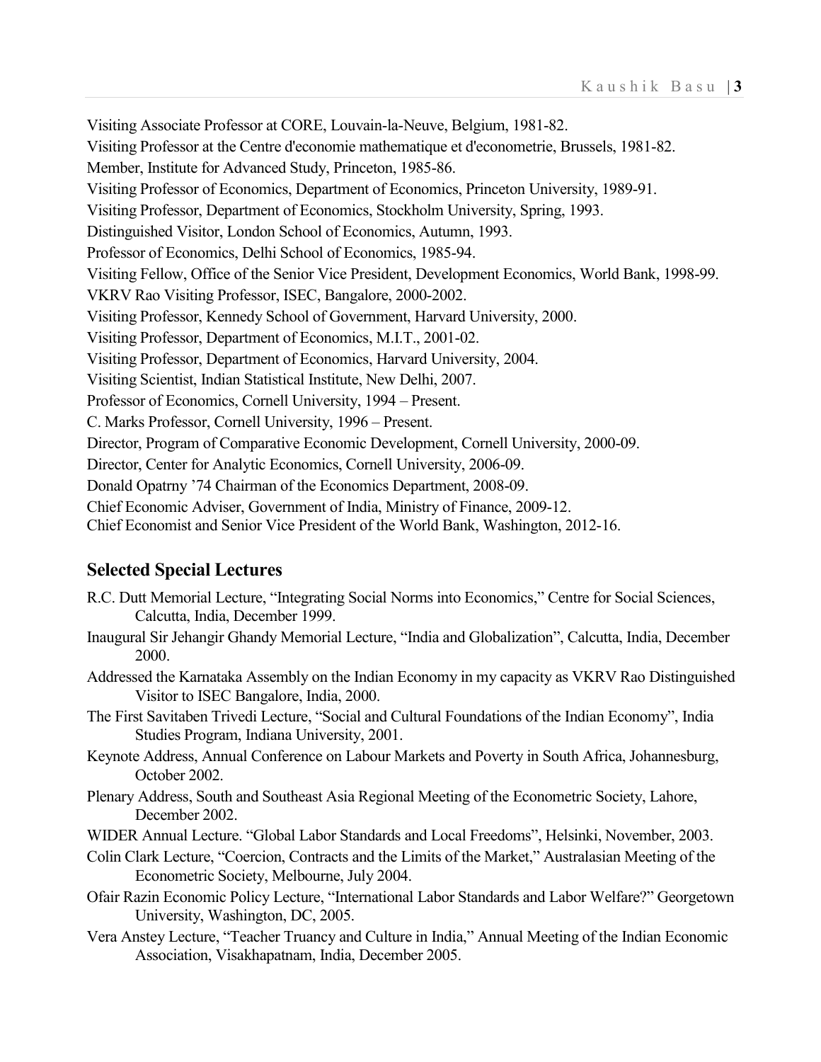Visiting Associate Professor at CORE, Louvain-la-Neuve, Belgium, 1981-82.

Visiting Professor at the Centre d'economie mathematique et d'econometrie, Brussels, 1981-82.

Member, Institute for Advanced Study, Princeton, 1985-86.

Visiting Professor of Economics, Department of Economics, Princeton University, 1989-91.

Visiting Professor, Department of Economics, Stockholm University, Spring, 1993.

Distinguished Visitor, London School of Economics, Autumn, 1993.

Professor of Economics, Delhi School of Economics, 1985-94.

Visiting Fellow, Office of the Senior Vice President, Development Economics, World Bank, 1998-99.

VKRV Rao Visiting Professor, ISEC, Bangalore, 2000-2002.

Visiting Professor, Kennedy School of Government, Harvard University, 2000.

Visiting Professor, Department of Economics, M.I.T., 2001-02.

Visiting Professor, Department of Economics, Harvard University, 2004.

Visiting Scientist, Indian Statistical Institute, New Delhi, 2007.

Professor of Economics, Cornell University, 1994 – Present.

C. Marks Professor, Cornell University, 1996 – Present.

Director, Program of Comparative Economic Development, Cornell University, 2000-09.

Director, Center for Analytic Economics, Cornell University, 2006-09.

Donald Opatrny '74 Chairman of the Economics Department, 2008-09.

Chief Economic Adviser, Government of India, Ministry of Finance, 2009-12.

Chief Economist and Senior Vice President of the World Bank, Washington, 2012-16.

## Selected Special Lectures

R.C. Dutt Memorial Lecture, "Integrating Social Norms into Economics," Centre for Social Sciences, Calcutta, India, December 1999.

Inaugural Sir Jehangir Ghandy Memorial Lecture, "India and Globalization", Calcutta, India, December 2000.

Addressed the Karnataka Assembly on the Indian Economy in my capacity as VKRV Rao Distinguished Visitor to ISEC Bangalore, India, 2000.

The First Savitaben Trivedi Lecture, "Social and Cultural Foundations of the Indian Economy", India Studies Program, Indiana University, 2001.

Keynote Address, Annual Conference on Labour Markets and Poverty in South Africa, Johannesburg, October 2002.

Plenary Address, South and Southeast Asia Regional Meeting of the Econometric Society, Lahore, December 2002.

WIDER Annual Lecture. "Global Labor Standards and Local Freedoms", Helsinki, November, 2003.

Colin Clark Lecture, "Coercion, Contracts and the Limits of the Market," Australasian Meeting of the Econometric Society, Melbourne, July 2004.

Ofair Razin Economic Policy Lecture, "International Labor Standards and Labor Welfare?" Georgetown University, Washington, DC, 2005.

Vera Anstey Lecture, "Teacher Truancy and Culture in India," Annual Meeting of the Indian Economic Association, Visakhapatnam, India, December 2005.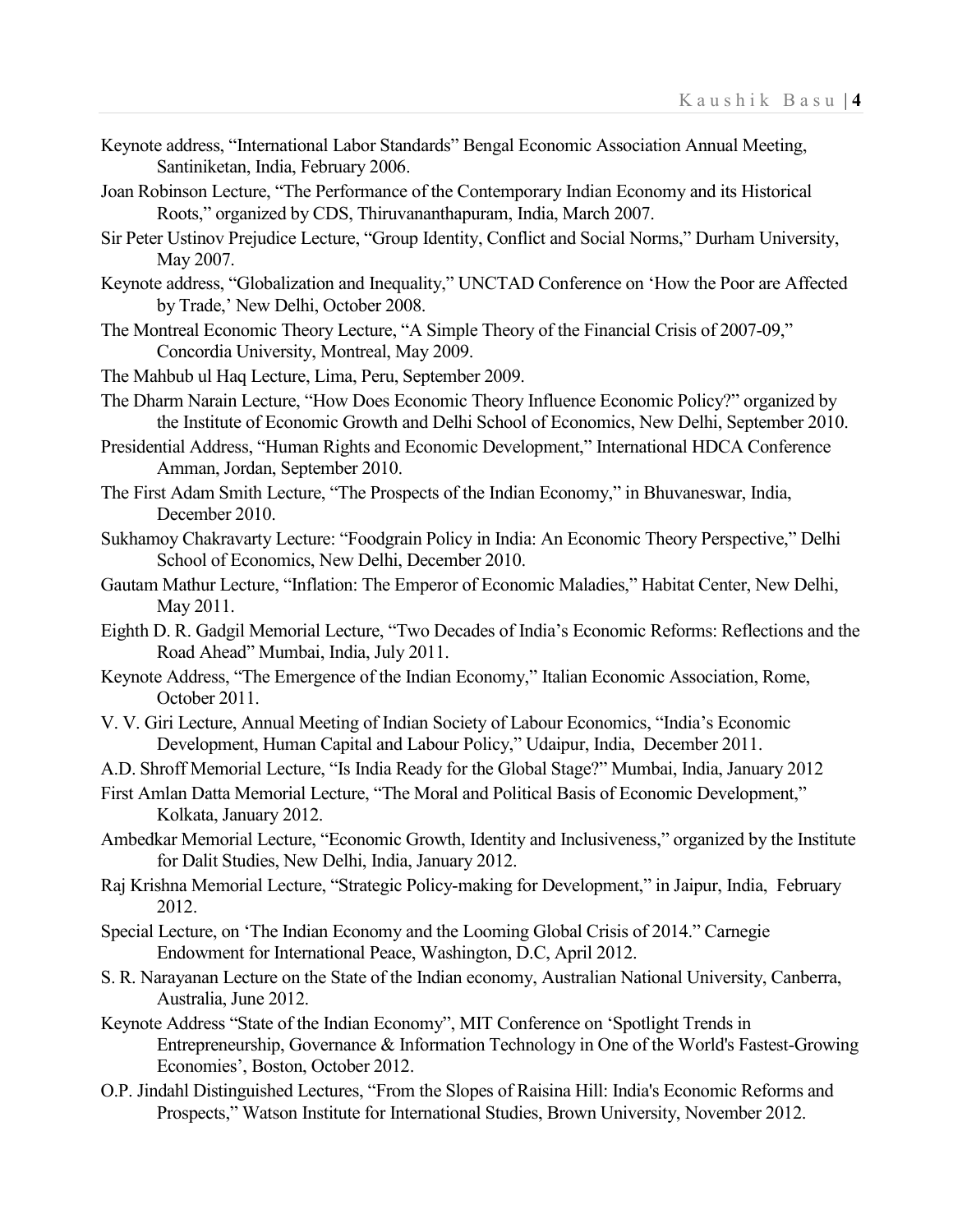Keynote address, "International Labor Standards" Bengal Economic Association Annual Meeting, Santiniketan, India, February 2006.

Joan Robinson Lecture, "The Performance of the Contemporary Indian Economy and its Historical Roots," organized by CDS, Thiruvananthapuram, India, March 2007.

Sir Peter Ustinov Prejudice Lecture, "Group Identity, Conflict and Social Norms," Durham University, May 2007.

Keynote address, "Globalization and Inequality," UNCTAD Conference on 'How the Poor are Affected by Trade,' New Delhi, October 2008.

The Montreal Economic Theory Lecture, "A Simple Theory of the Financial Crisis of 2007-09," Concordia University, Montreal, May 2009.

The Mahbub ul Haq Lecture, Lima, Peru, September 2009.

The Dharm Narain Lecture, "How Does Economic Theory Influence Economic Policy?" organized by the Institute of Economic Growth and Delhi School of Economics, New Delhi, September 2010.

Presidential Address, "Human Rights and Economic Development," International HDCA Conference Amman, Jordan, September 2010.

The First Adam Smith Lecture, "The Prospects of the Indian Economy," in Bhuvaneswar, India, December 2010.

Sukhamoy Chakravarty Lecture: "Foodgrain Policy in India: An Economic Theory Perspective," Delhi School of Economics, New Delhi, December 2010.

Gautam Mathur Lecture, "Inflation: The Emperor of Economic Maladies," Habitat Center, New Delhi, May 2011.

Eighth D. R. Gadgil Memorial Lecture, "Two Decades of India's Economic Reforms: Reflections and the Road Ahead" Mumbai, India, July 2011.

Keynote Address, "The Emergence of the Indian Economy," Italian Economic Association, Rome, October 2011.

V. V. Giri Lecture, Annual Meeting of Indian Society of Labour Economics, "India's Economic Development, Human Capital and Labour Policy," Udaipur, India, December 2011.

A.D. Shroff Memorial Lecture, "Is India Ready for the Global Stage?" Mumbai, India, January 2012

First Amlan Datta Memorial Lecture, "The Moral and Political Basis of Economic Development," Kolkata, January 2012.

Ambedkar Memorial Lecture, "Economic Growth, Identity and Inclusiveness," organized by the Institute for Dalit Studies, New Delhi, India, January 2012.

Raj Krishna Memorial Lecture, "Strategic Policy-making for Development," in Jaipur, India, February 2012.

Special Lecture, on 'The Indian Economy and the Looming Global Crisis of 2014." Carnegie Endowment for International Peace, Washington, D.C, April 2012.

S. R. Narayanan Lecture on the State of the Indian economy, Australian National University, Canberra, Australia, June 2012.

Keynote Address "State of the Indian Economy", MIT Conference on 'Spotlight Trends in Entrepreneurship, Governance & Information Technology in One of the World's Fastest-Growing Economies', Boston, October 2012.

O.P. Jindahl Distinguished Lectures, "From the Slopes of Raisina Hill: India's Economic Reforms and Prospects," Watson Institute for International Studies, Brown University, November 2012.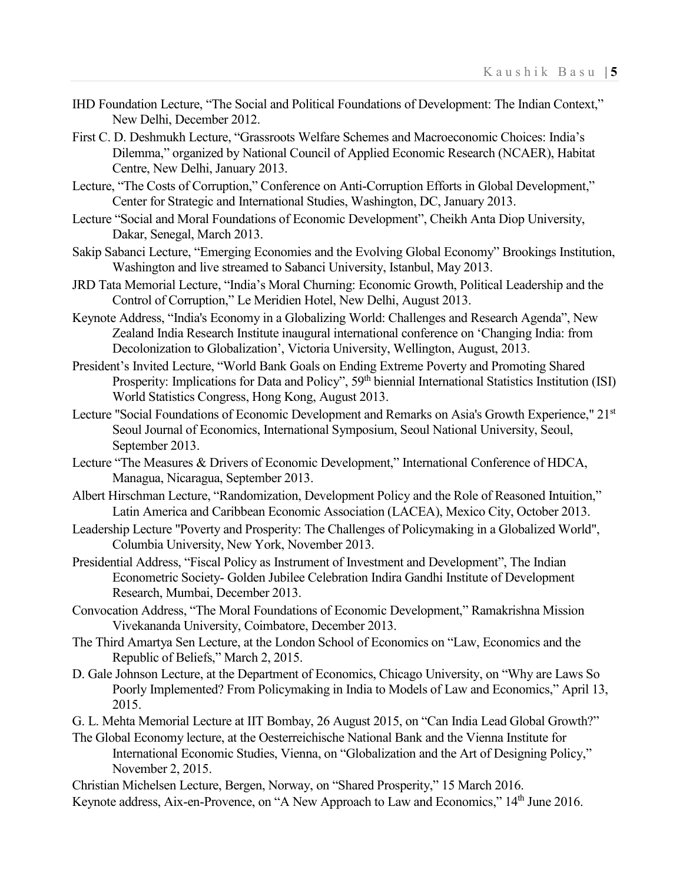IHD Foundation Lecture, “The Social and Political Foundations of Development: The Indian Context,” New Delhi, December 2012.

First C. D. Deshmukh Lecture, “Grassroots Welfare Schemes and Macroeconomic Choices: India’s Dilemma,” organized by National Council of Applied Economic Research (NCAER), Habitat Centre, New Delhi, January 2013.

Lecture, “The Costs of Corruption,” Conference on Anti-Corruption Efforts in Global Development,” Center for Strategic and International Studies, Washington, DC, January 2013.

Lecture “Social and Moral Foundations of Economic Development”, Cheikh Anta Diop University, Dakar, Senegal, March 2013.

Sakip Sabanci Lecture, “Emerging Economies and the Evolving Global Economy” Brookings Institution, Washington and live streamed to Sabanci University, Istanbul, May 2013.

JRD Tata Memorial Lecture, “India’s Moral Churning: Economic Growth, Political Leadership and the Control of Corruption,” Le Meridien Hotel, New Delhi, August 2013.

Keynote Address, “India's Economy in a Globalizing World: Challenges and Research Agenda”, New Zealand India Research Institute inaugural international conference on ‘Changing India: from Decolonization to Globalization’, Victoria University, Wellington, August, 2013.

President’s Invited Lecture, “World Bank Goals on Ending Extreme Poverty and Promoting Shared Prosperity: Implications for Data and Policy”, 59th biennial International Statistics Institution (ISI) World Statistics Congress, Hong Kong, August 2013.

Lecture "Social Foundations of Economic Development and Remarks on Asia's Growth Experience," 21st Seoul Journal of Economics, International Symposium, Seoul National University, Seoul, September 2013.

Lecture “The Measures & Drivers of Economic Development,” International Conference of HDCA, Managua, Nicaragua, September 2013.

Albert Hirschman Lecture, “Randomization, Development Policy and the Role of Reasoned Intuition,” Latin America and Caribbean Economic Association (LACEA), Mexico City, October 2013.

Leadership Lecture "Poverty and Prosperity: The Challenges of Policymaking in a Globalized World", Columbia University, New York, November 2013.

Presidential Address, “Fiscal Policy as Instrument of Investment and Development”, The Indian Econometric Society- Golden Jubilee Celebration Indira Gandhi Institute of Development Research, Mumbai, December 2013.

Convocation Address, “The Moral Foundations of Economic Development,” Ramakrishna Mission Vivekananda University, Coimbatore, December 2013.

The Third Amartya Sen Lecture, at the London School of Economics on “Law, Economics and the Republic of Beliefs,” March 2, 2015.

D. Gale Johnson Lecture, at the Department of Economics, Chicago University, on “Why are Laws So Poorly Implemented? From Policymaking in India to Models of Law and Economics,” April 13, 2015.

G. L. Mehta Memorial Lecture at IIT Bombay, 26 August 2015, on “Can India Lead Global Growth?”

The Global Economy lecture, at the Oesterreichische National Bank and the Vienna Institute for International Economic Studies, Vienna, on “Globalization and the Art of Designing Policy,” November 2, 2015.

Christian Michelsen Lecture, Bergen, Norway, on “Shared Prosperity,” 15 March 2016.

Keynote address, Aix-en-Provence, on “A New Approach to Law and Economics,” 14th June 2016.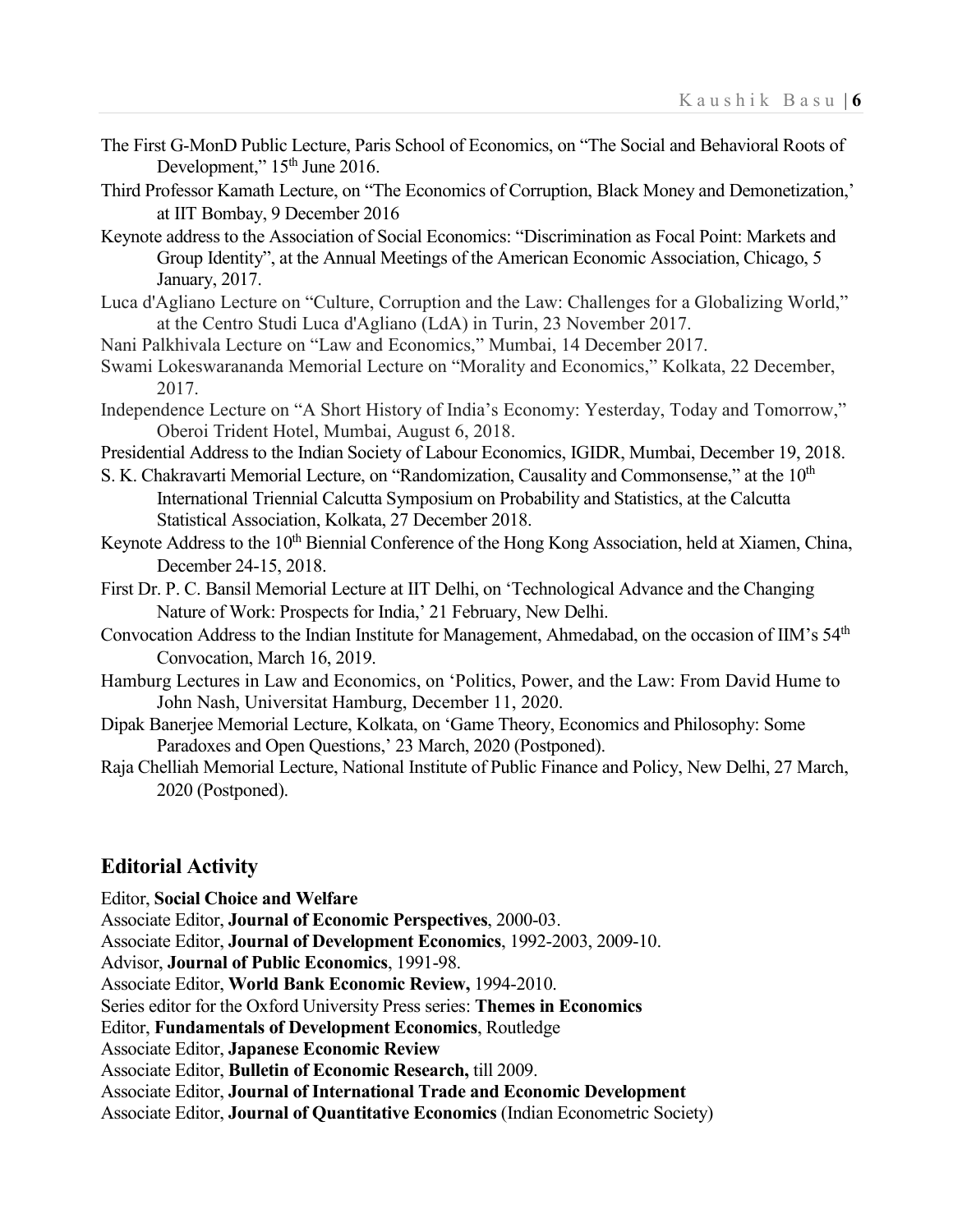The First G-MonD Public Lecture, Paris School of Economics, on "The Social and Behavioral Roots of Development," 15th June 2016.

Third Professor Kamath Lecture, on "The Economics of Corruption, Black Money and Demonetization,' at IIT Bombay, 9 December 2016

Keynote address to the Association of Social Economics: "Discrimination as Focal Point: Markets and Group Identity", at the Annual Meetings of the American Economic Association, Chicago, 5 January, 2017.

Luca d'Agliano Lecture on "Culture, Corruption and the Law: Challenges for a Globalizing World," at the Centro Studi Luca d'Agliano (LdA) in Turin, 23 November 2017.

Nani Palkhivala Lecture on "Law and Economics," Mumbai, 14 December 2017.

Swami Lokeswarananda Memorial Lecture on "Morality and Economics," Kolkata, 22 December, 2017.

Independence Lecture on "A Short History of India's Economy: Yesterday, Today and Tomorrow," Oberoi Trident Hotel, Mumbai, August 6, 2018.

Presidential Address to the Indian Society of Labour Economics, IGIDR, Mumbai, December 19, 2018.

S. K. Chakravarti Memorial Lecture, on "Randomization, Causality and Commonsense," at the 10th International Triennial Calcutta Symposium on Probability and Statistics, at the Calcutta Statistical Association, Kolkata, 27 December 2018.

Keynote Address to the 10th Biennial Conference of the Hong Kong Association, held at Xiamen, China, December 24-15, 2018.

First Dr. P. C. Bansil Memorial Lecture at IIT Delhi, on 'Technological Advance and the Changing Nature of Work: Prospects for India,' 21 February, New Delhi.

Convocation Address to the Indian Institute for Management, Ahmedabad, on the occasion of IIM's 54th Convocation, March 16, 2019.

Hamburg Lectures in Law and Economics, on 'Politics, Power, and the Law: From David Hume to John Nash, Universitat Hamburg, December 11, 2020.

Dipak Banerjee Memorial Lecture, Kolkata, on 'Game Theory, Economics and Philosophy: Some Paradoxes and Open Questions,' 23 March, 2020 (Postponed).

Raja Chelliah Memorial Lecture, National Institute of Public Finance and Policy, New Delhi, 27 March, 2020 (Postponed).

## Editorial Activity

Editor, **Social Choice and Welfare**
Associate Editor, **Journal of Economic Perspectives**, 2000-03.
Associate Editor, **Journal of Development Economics**, 1992-2003, 2009-10.
Advisor, **Journal of Public Economics**, 1991-98.
Associate Editor, **World Bank Economic Review,** 1994-2010.
Series editor for the Oxford University Press series: **Themes in Economics**
Editor, **Fundamentals of Development Economics**, Routledge
Associate Editor, **Japanese Economic Review**
Associate Editor, **Bulletin of Economic Research,** till 2009.
Associate Editor, **Journal of International Trade and Economic Development**
Associate Editor, **Journal of Quantitative Economics** (Indian Econometric Society)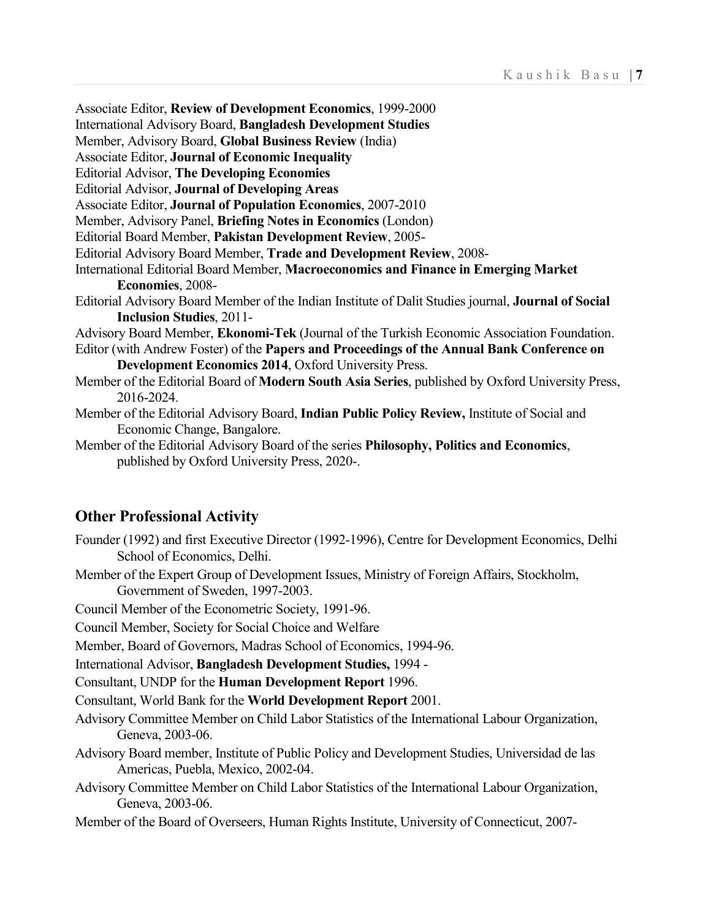Associate Editor, **Review of Development Economics**, 1999-2000

International Advisory Board, **Bangladesh Development Studies**

Member, Advisory Board, **Global Business Review** (India)

Associate Editor, **Journal of Economic Inequality**

Editorial Advisor, **The Developing Economies**

Editorial Advisor, **Journal of Developing Areas**

Associate Editor, **Journal of Population Economics**, 2007-2010

Member, Advisory Panel, **Briefing Notes in Economics** (London)

Editorial Board Member, **Pakistan Development Review**, 2005-

Editorial Advisory Board Member, **Trade and Development Review**, 2008-

International Editorial Board Member, **Macroeconomics and Finance in Emerging Market Economies**, 2008-

Editorial Advisory Board Member of the Indian Institute of Dalit Studies journal, **Journal of Social Inclusion Studies**, 2011-

Advisory Board Member, **Ekonomi-Tek** (Journal of the Turkish Economic Association Foundation.

Editor (with Andrew Foster) of the **Papers and Proceedings of the Annual Bank Conference on Development Economics 2014**, Oxford University Press.

Member of the Editorial Board of **Modern South Asia Series**, published by Oxford University Press, 2016-2024.

Member of the Editorial Advisory Board, **Indian Public Policy Review,** Institute of Social and Economic Change, Bangalore.

Member of the Editorial Advisory Board of the series **Philosophy, Politics and Economics**, published by Oxford University Press, 2020-.

## Other Professional Activity

Founder (1992) and first Executive Director (1992-1996), Centre for Development Economics, Delhi School of Economics, Delhi.

Member of the Expert Group of Development Issues, Ministry of Foreign Affairs, Stockholm, Government of Sweden, 1997-2003.

Council Member of the Econometric Society, 1991-96.

Council Member, Society for Social Choice and Welfare

Member, Board of Governors, Madras School of Economics, 1994-96.

International Advisor, **Bangladesh Development Studies,** 1994 -

Consultant, UNDP for the **Human Development Report** 1996.

Consultant, World Bank for the **World Development Report** 2001.

Advisory Committee Member on Child Labor Statistics of the International Labour Organization, Geneva, 2003-06.

Advisory Board member, Institute of Public Policy and Development Studies, Universidad de las Americas, Puebla, Mexico, 2002-04.

Advisory Committee Member on Child Labor Statistics of the International Labour Organization, Geneva, 2003-06.

Member of the Board of Overseers, Human Rights Institute, University of Connecticut, 2007-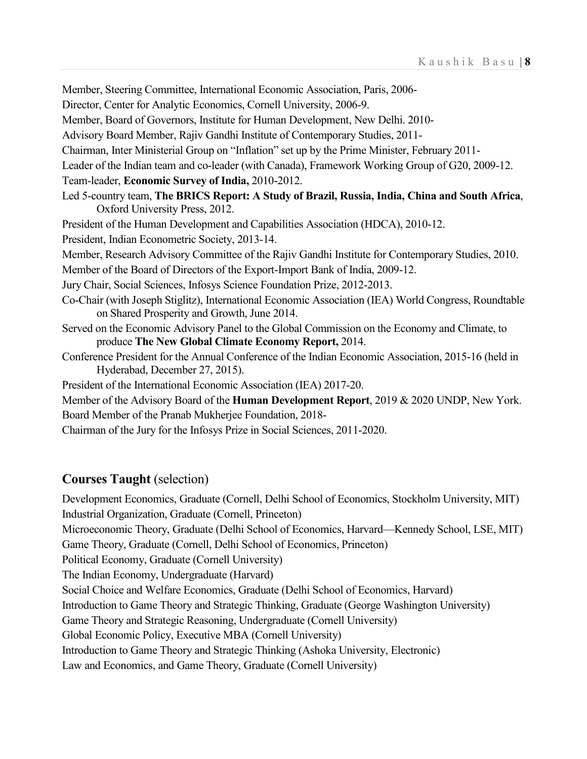Member, Steering Committee, International Economic Association, Paris, 2006-

Director, Center for Analytic Economics, Cornell University, 2006-9.

Member, Board of Governors, Institute for Human Development, New Delhi. 2010-

Advisory Board Member, Rajiv Gandhi Institute of Contemporary Studies, 2011-

Chairman, Inter Ministerial Group on "Inflation" set up by the Prime Minister, February 2011-

Leader of the Indian team and co-leader (with Canada), Framework Working Group of G20, 2009-12.

Team-leader, **Economic Survey of India,** 2010-2012.

Led 5-country team, **The BRICS Report: A Study of Brazil, Russia, India, China and South Africa**, Oxford University Press, 2012.

President of the Human Development and Capabilities Association (HDCA), 2010-12.

President, Indian Econometric Society, 2013-14.

Member, Research Advisory Committee of the Rajiv Gandhi Institute for Contemporary Studies, 2010.

Member of the Board of Directors of the Export-Import Bank of India, 2009-12.

Jury Chair, Social Sciences, Infosys Science Foundation Prize, 2012-2013.

Co-Chair (with Joseph Stiglitz), International Economic Association (IEA) World Congress, Roundtable on Shared Prosperity and Growth, June 2014.

Served on the Economic Advisory Panel to the Global Commission on the Economy and Climate, to produce **The New Global Climate Economy Report,** 2014.

Conference President for the Annual Conference of the Indian Economic Association, 2015-16 (held in Hyderabad, December 27, 2015).

President of the International Economic Association (IEA) 2017-20.

Member of the Advisory Board of the **Human Development Report**, 2019 & 2020 UNDP, New York.

Board Member of the Pranab Mukherjee Foundation, 2018-

Chairman of the Jury for the Infosys Prize in Social Sciences, 2011-2020.

## **Courses Taught** (selection)

Development Economics, Graduate (Cornell, Delhi School of Economics, Stockholm University, MIT)

Industrial Organization, Graduate (Cornell, Princeton)

Microeconomic Theory, Graduate (Delhi School of Economics, Harvard—Kennedy School, LSE, MIT)

Game Theory, Graduate (Cornell, Delhi School of Economics, Princeton)

Political Economy, Graduate (Cornell University)

The Indian Economy, Undergraduate (Harvard)

Social Choice and Welfare Economics, Graduate (Delhi School of Economics, Harvard)

Introduction to Game Theory and Strategic Thinking, Graduate (George Washington University)

Game Theory and Strategic Reasoning, Undergraduate (Cornell University)

Global Economic Policy, Executive MBA (Cornell University)

Introduction to Game Theory and Strategic Thinking (Ashoka University, Electronic)

Law and Economics, and Game Theory, Graduate (Cornell University)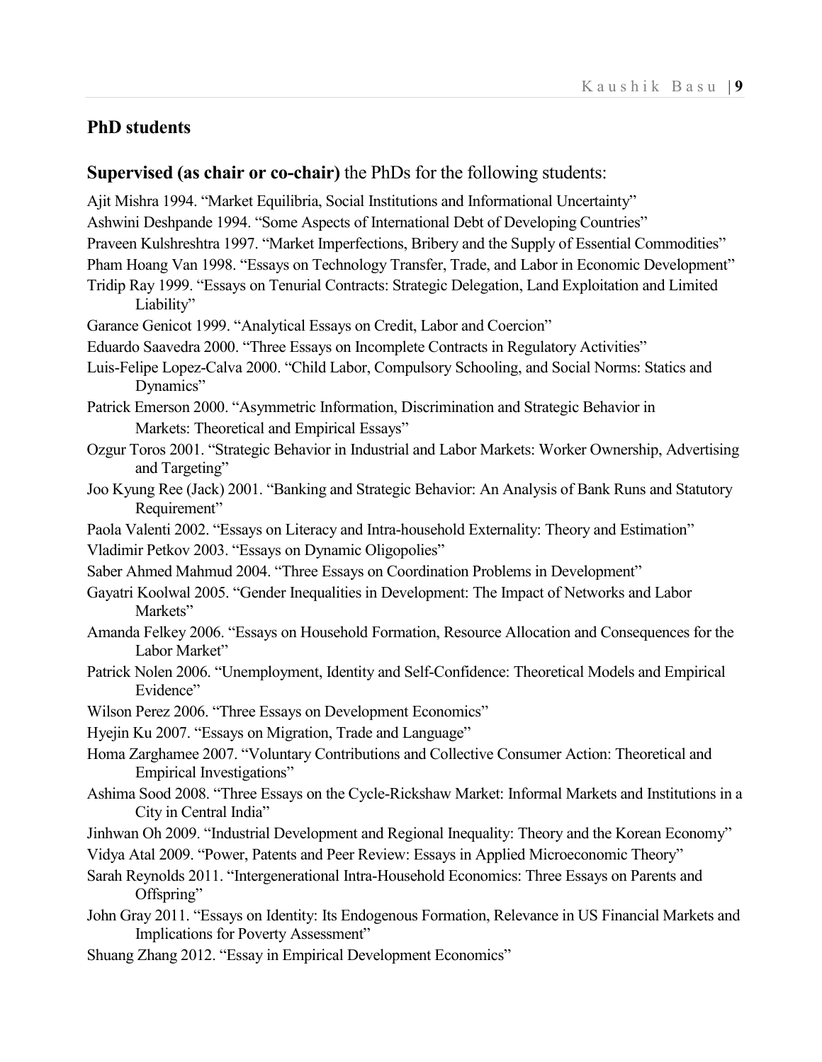## PhD students

### **Supervised (as chair or co-chair)** the PhDs for the following students:

Ajit Mishra 1994. "Market Equilibria, Social Institutions and Informational Uncertainty"

Ashwini Deshpande 1994. "Some Aspects of International Debt of Developing Countries"

Praveen Kulshreshtra 1997. "Market Imperfections, Bribery and the Supply of Essential Commodities"

Pham Hoang Van 1998. "Essays on Technology Transfer, Trade, and Labor in Economic Development"

Tridip Ray 1999. "Essays on Tenurial Contracts: Strategic Delegation, Land Exploitation and Limited Liability"

Garance Genicot 1999. "Analytical Essays on Credit, Labor and Coercion"

Eduardo Saavedra 2000. "Three Essays on Incomplete Contracts in Regulatory Activities"

Luis-Felipe Lopez-Calva 2000. "Child Labor, Compulsory Schooling, and Social Norms: Statics and Dynamics"

Patrick Emerson 2000. "Asymmetric Information, Discrimination and Strategic Behavior in Markets: Theoretical and Empirical Essays"

Ozgur Toros 2001. "Strategic Behavior in Industrial and Labor Markets: Worker Ownership, Advertising and Targeting"

Joo Kyung Ree (Jack) 2001. "Banking and Strategic Behavior: An Analysis of Bank Runs and Statutory Requirement"

Paola Valenti 2002. "Essays on Literacy and Intra-household Externality: Theory and Estimation"

Vladimir Petkov 2003. "Essays on Dynamic Oligopolies"

Saber Ahmed Mahmud 2004. "Three Essays on Coordination Problems in Development"

Gayatri Koolwal 2005. "Gender Inequalities in Development: The Impact of Networks and Labor Markets"

Amanda Felkey 2006. "Essays on Household Formation, Resource Allocation and Consequences for the Labor Market"

Patrick Nolen 2006. "Unemployment, Identity and Self-Confidence: Theoretical Models and Empirical Evidence"

Wilson Perez 2006. "Three Essays on Development Economics"

Hyejin Ku 2007. "Essays on Migration, Trade and Language"

Homa Zarghamee 2007. "Voluntary Contributions and Collective Consumer Action: Theoretical and Empirical Investigations"

Ashima Sood 2008. "Three Essays on the Cycle-Rickshaw Market: Informal Markets and Institutions in a City in Central India"

Jinhwan Oh 2009. "Industrial Development and Regional Inequality: Theory and the Korean Economy"

Vidya Atal 2009. "Power, Patents and Peer Review: Essays in Applied Microeconomic Theory"

Sarah Reynolds 2011. "Intergenerational Intra-Household Economics: Three Essays on Parents and Offspring"

John Gray 2011. "Essays on Identity: Its Endogenous Formation, Relevance in US Financial Markets and Implications for Poverty Assessment"

Shuang Zhang 2012. "Essay in Empirical Development Economics"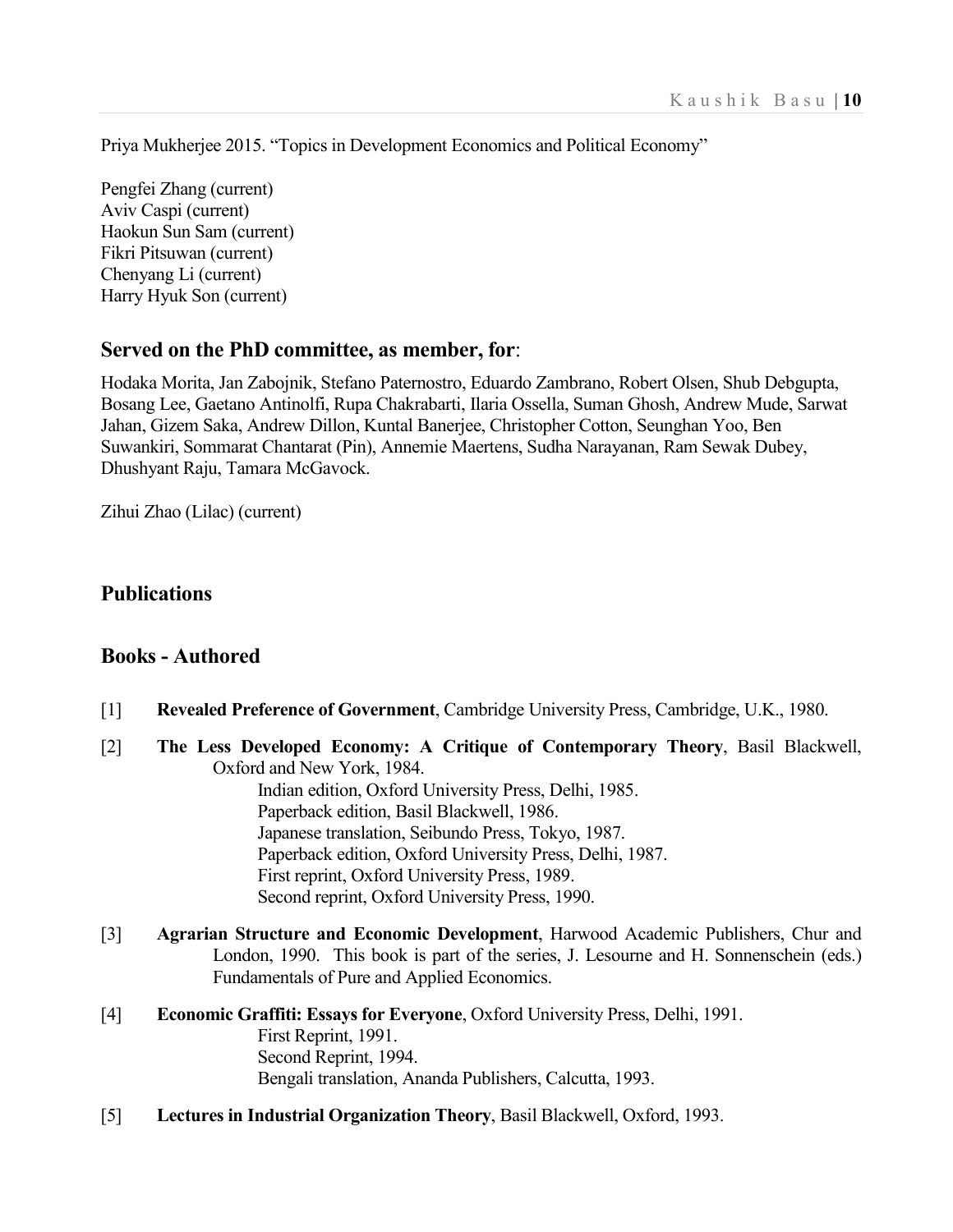Priya Mukherjee 2015. "Topics in Development Economics and Political Economy"

Pengfei Zhang (current)
Aviv Caspi (current)
Haokun Sun Sam (current)
Fikri Pitsuwan (current)
Chenyang Li (current)
Harry Hyuk Son (current)

## Served on the PhD committee, as member, for:

Hodaka Morita, Jan Zabojnik, Stefano Paternostro, Eduardo Zambrano, Robert Olsen, Shub Debgupta, Bosang Lee, Gaetano Antinolfi, Rupa Chakrabarti, Ilaria Ossella, Suman Ghosh, Andrew Mude, Sarwat Jahan, Gizem Saka, Andrew Dillon, Kuntal Banerjee, Christopher Cotton, Seunghan Yoo, Ben Suwankiri, Sommarat Chantarat (Pin), Annemie Maertens, Sudha Narayanan, Ram Sewak Dubey, Dhushyant Raju, Tamara McGavock.

Zihui Zhao (Lilac) (current)

## Publications

## Books - Authored

[1] **Revealed Preference of Government**, Cambridge University Press, Cambridge, U.K., 1980.

[2] **The Less Developed Economy: A Critique of Contemporary Theory**, Basil Blackwell, Oxford and New York, 1984.
Indian edition, Oxford University Press, Delhi, 1985.
Paperback edition, Basil Blackwell, 1986.
Japanese translation, Seibundo Press, Tokyo, 1987.
Paperback edition, Oxford University Press, Delhi, 1987.
First reprint, Oxford University Press, 1989.
Second reprint, Oxford University Press, 1990.

[3] **Agrarian Structure and Economic Development**, Harwood Academic Publishers, Chur and London, 1990. This book is part of the series, J. Lesourne and H. Sonnenschein (eds.) Fundamentals of Pure and Applied Economics.

[4] **Economic Graffiti: Essays for Everyone**, Oxford University Press, Delhi, 1991.
First Reprint, 1991.
Second Reprint, 1994.
Bengali translation, Ananda Publishers, Calcutta, 1993.

[5] **Lectures in Industrial Organization Theory**, Basil Blackwell, Oxford, 1993.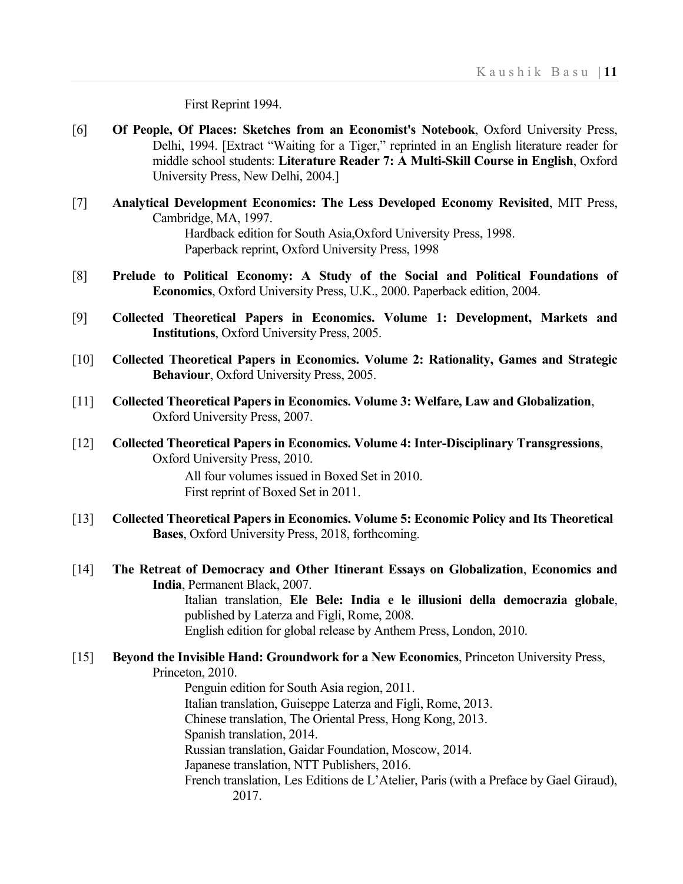First Reprint 1994.

[6] **Of People, Of Places: Sketches from an Economist's Notebook**, Oxford University Press, Delhi, 1994. [Extract "Waiting for a Tiger," reprinted in an English literature reader for middle school students: **Literature Reader 7: A Multi-Skill Course in English**, Oxford University Press, New Delhi, 2004.]

[7] **Analytical Development Economics: The Less Developed Economy Revisited**, MIT Press, Cambridge, MA, 1997.
Hardback edition for South Asia,Oxford University Press, 1998.
Paperback reprint, Oxford University Press, 1998

[8] **Prelude to Political Economy: A Study of the Social and Political Foundations of Economics**, Oxford University Press, U.K., 2000. Paperback edition, 2004.

[9] **Collected Theoretical Papers in Economics. Volume 1: Development, Markets and Institutions**, Oxford University Press, 2005.

[10] **Collected Theoretical Papers in Economics. Volume 2: Rationality, Games and Strategic Behaviour**, Oxford University Press, 2005.

[11] **Collected Theoretical Papers in Economics. Volume 3: Welfare, Law and Globalization**, Oxford University Press, 2007.

[12] **Collected Theoretical Papers in Economics. Volume 4: Inter-Disciplinary Transgressions**, Oxford University Press, 2010.
All four volumes issued in Boxed Set in 2010.
First reprint of Boxed Set in 2011.

[13] **Collected Theoretical Papers in Economics. Volume 5: Economic Policy and Its Theoretical Bases**, Oxford University Press, 2018, forthcoming.

[14] **The Retreat of Democracy and Other Itinerant Essays on Globalization**, **Economics and India**, Permanent Black, 2007.
Italian translation, **Ele Bele: India e le illusioni della democrazia globale**, published by Laterza and Figli, Rome, 2008.
English edition for global release by Anthem Press, London, 2010.

[15] **Beyond the Invisible Hand: Groundwork for a New Economics**, Princeton University Press, Princeton, 2010.
Penguin edition for South Asia region, 2011.
Italian translation, Guiseppe Laterza and Figli, Rome, 2013.
Chinese translation, The Oriental Press, Hong Kong, 2013.
Spanish translation, 2014.
Russian translation, Gaidar Foundation, Moscow, 2014.
Japanese translation, NTT Publishers, 2016.
French translation, Les Editions de L'Atelier, Paris (with a Preface by Gael Giraud), 2017.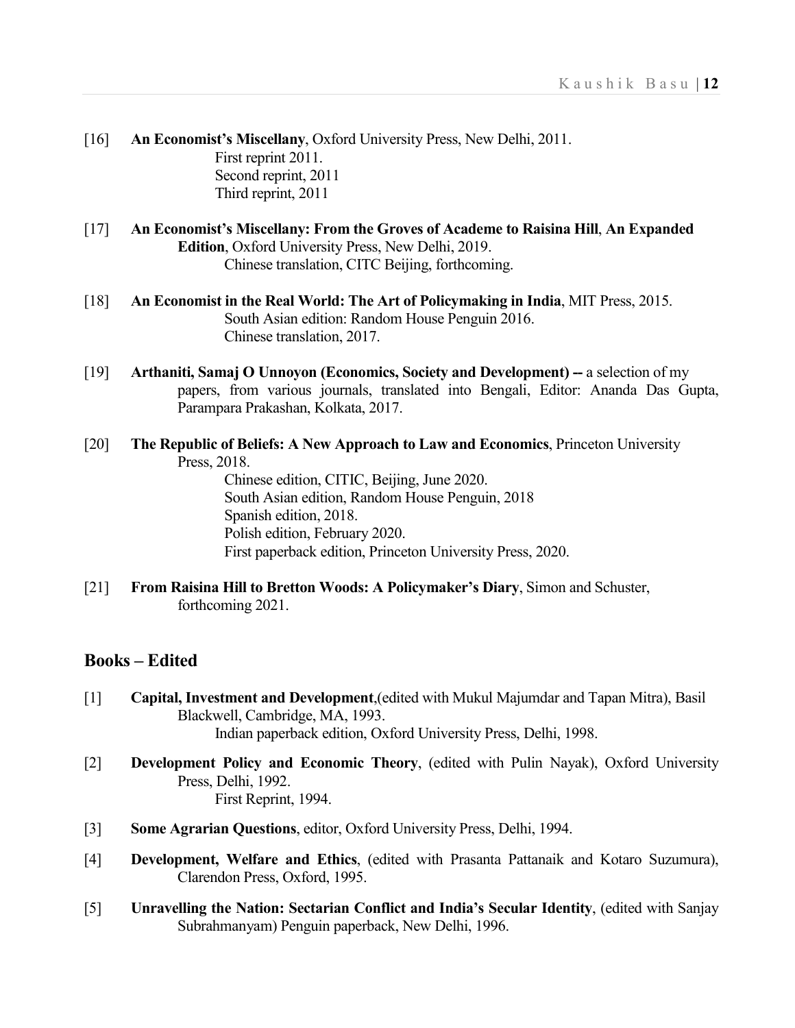[16] **An Economist's Miscellany**, Oxford University Press, New Delhi, 2011.
First reprint 2011.
Second reprint, 2011
Third reprint, 2011

[17] **An Economist's Miscellany: From the Groves of Academe to Raisina Hill**, **An Expanded Edition**, Oxford University Press, New Delhi, 2019.
Chinese translation, CITC Beijing, forthcoming.

[18] **An Economist in the Real World: The Art of Policymaking in India**, MIT Press, 2015.
South Asian edition: Random House Penguin 2016.
Chinese translation, 2017.

[19] **Arthaniti, Samaj O Unnoyon (Economics, Society and Development) --** a selection of my papers, from various journals, translated into Bengali, Editor: Ananda Das Gupta, Parampara Prakashan, Kolkata, 2017.

[20] **The Republic of Beliefs: A New Approach to Law and Economics**, Princeton University Press, 2018.
Chinese edition, CITIC, Beijing, June 2020.
South Asian edition, Random House Penguin, 2018
Spanish edition, 2018.
Polish edition, February 2020.
First paperback edition, Princeton University Press, 2020.

[21] **From Raisina Hill to Bretton Woods: A Policymaker's Diary**, Simon and Schuster, forthcoming 2021.

## Books – Edited

[1] **Capital, Investment and Development**,(edited with Mukul Majumdar and Tapan Mitra), Basil Blackwell, Cambridge, MA, 1993.
Indian paperback edition, Oxford University Press, Delhi, 1998.

[2] **Development Policy and Economic Theory**, (edited with Pulin Nayak), Oxford University Press, Delhi, 1992.
First Reprint, 1994.

[3] **Some Agrarian Questions**, editor, Oxford University Press, Delhi, 1994.

[4] **Development, Welfare and Ethics**, (edited with Prasanta Pattanaik and Kotaro Suzumura), Clarendon Press, Oxford, 1995.

[5] **Unravelling the Nation: Sectarian Conflict and India's Secular Identity**, (edited with Sanjay Subrahmanyam) Penguin paperback, New Delhi, 1996.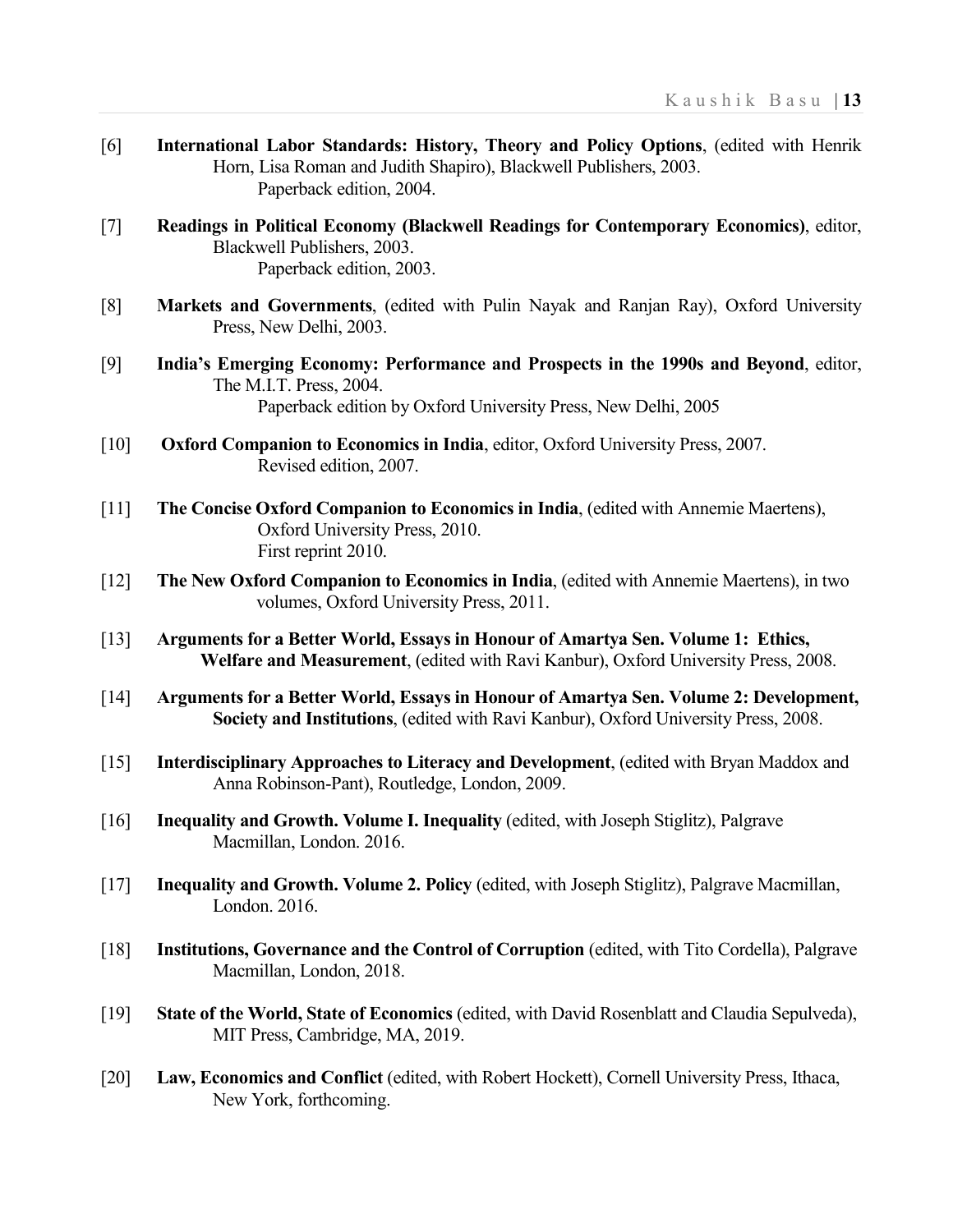[6] **International Labor Standards: History, Theory and Policy Options**, (edited with Henrik Horn, Lisa Roman and Judith Shapiro), Blackwell Publishers, 2003.
Paperback edition, 2004.

[7] **Readings in Political Economy (Blackwell Readings for Contemporary Economics)**, editor, Blackwell Publishers, 2003.
Paperback edition, 2003.

[8] **Markets and Governments**, (edited with Pulin Nayak and Ranjan Ray), Oxford University Press, New Delhi, 2003.

[9] **India's Emerging Economy: Performance and Prospects in the 1990s and Beyond**, editor, The M.I.T. Press, 2004.
Paperback edition by Oxford University Press, New Delhi, 2005

[10] **Oxford Companion to Economics in India**, editor, Oxford University Press, 2007.
Revised edition, 2007.

[11] **The Concise Oxford Companion to Economics in India**, (edited with Annemie Maertens), Oxford University Press, 2010.
First reprint 2010.

[12] **The New Oxford Companion to Economics in India**, (edited with Annemie Maertens), in two volumes, Oxford University Press, 2011.

[13] **Arguments for a Better World, Essays in Honour of Amartya Sen. Volume 1: Ethics, Welfare and Measurement**, (edited with Ravi Kanbur), Oxford University Press, 2008.

[14] **Arguments for a Better World, Essays in Honour of Amartya Sen. Volume 2: Development, Society and Institutions**, (edited with Ravi Kanbur), Oxford University Press, 2008.

[15] **Interdisciplinary Approaches to Literacy and Development**, (edited with Bryan Maddox and Anna Robinson-Pant), Routledge, London, 2009.

[16] **Inequality and Growth. Volume I. Inequality** (edited, with Joseph Stiglitz), Palgrave Macmillan, London. 2016.

[17] **Inequality and Growth. Volume 2. Policy** (edited, with Joseph Stiglitz), Palgrave Macmillan, London. 2016.

[18] **Institutions, Governance and the Control of Corruption** (edited, with Tito Cordella), Palgrave Macmillan, London, 2018.

[19] **State of the World, State of Economics** (edited, with David Rosenblatt and Claudia Sepulveda), MIT Press, Cambridge, MA, 2019.

[20] **Law, Economics and Conflict** (edited, with Robert Hockett), Cornell University Press, Ithaca, New York, forthcoming.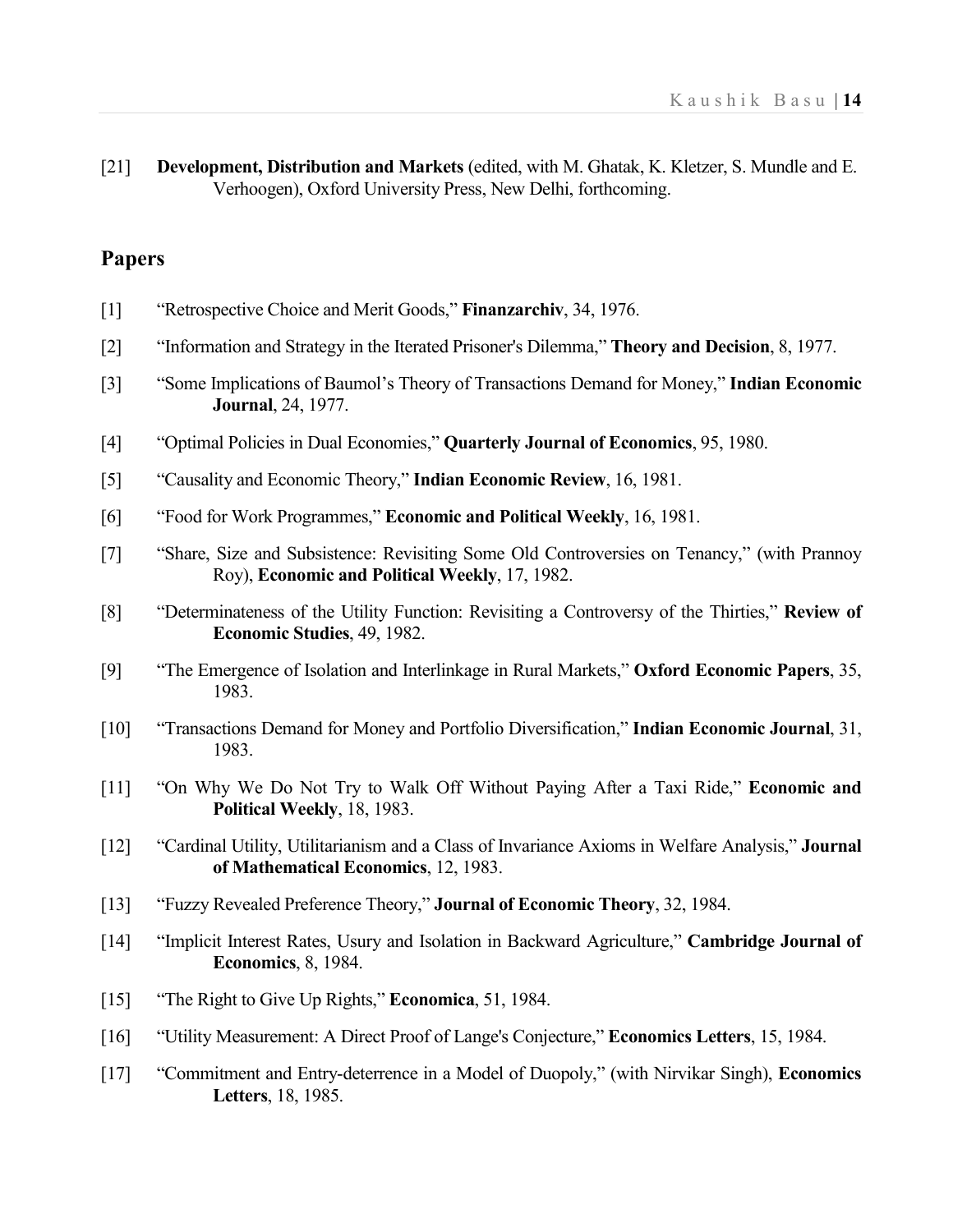[21] **Development, Distribution and Markets** (edited, with M. Ghatak, K. Kletzer, S. Mundle and E. Verhoogen), Oxford University Press, New Delhi, forthcoming.

## Papers

[1] "Retrospective Choice and Merit Goods," **Finanzarchiv**, 34, 1976.

[2] "Information and Strategy in the Iterated Prisoner's Dilemma," **Theory and Decision**, 8, 1977.

[3] "Some Implications of Baumol's Theory of Transactions Demand for Money," **Indian Economic Journal**, 24, 1977.

[4] "Optimal Policies in Dual Economies," **Quarterly Journal of Economics**, 95, 1980.

[5] "Causality and Economic Theory," **Indian Economic Review**, 16, 1981.

[6] "Food for Work Programmes," **Economic and Political Weekly**, 16, 1981.

[7] "Share, Size and Subsistence: Revisiting Some Old Controversies on Tenancy," (with Prannoy Roy), **Economic and Political Weekly**, 17, 1982.

[8] "Determinateness of the Utility Function: Revisiting a Controversy of the Thirties," **Review of Economic Studies**, 49, 1982.

[9] "The Emergence of Isolation and Interlinkage in Rural Markets," **Oxford Economic Papers**, 35, 1983.

[10] "Transactions Demand for Money and Portfolio Diversification," **Indian Economic Journal**, 31, 1983.

[11] "On Why We Do Not Try to Walk Off Without Paying After a Taxi Ride," **Economic and Political Weekly**, 18, 1983.

[12] "Cardinal Utility, Utilitarianism and a Class of Invariance Axioms in Welfare Analysis," **Journal of Mathematical Economics**, 12, 1983.

[13] "Fuzzy Revealed Preference Theory," **Journal of Economic Theory**, 32, 1984.

[14] "Implicit Interest Rates, Usury and Isolation in Backward Agriculture," **Cambridge Journal of Economics**, 8, 1984.

[15] "The Right to Give Up Rights," **Economica**, 51, 1984.

[16] "Utility Measurement: A Direct Proof of Lange's Conjecture," **Economics Letters**, 15, 1984.

[17] "Commitment and Entry-deterrence in a Model of Duopoly," (with Nirvikar Singh), **Economics Letters**, 18, 1985.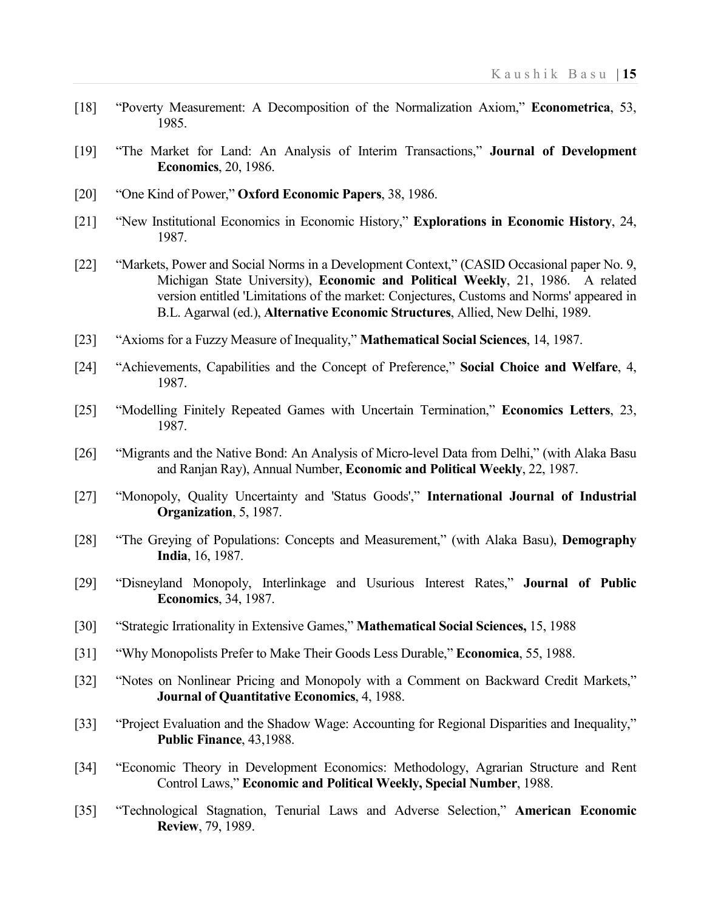[18] "Poverty Measurement: A Decomposition of the Normalization Axiom," **Econometrica**, 53, 1985.

[19] "The Market for Land: An Analysis of Interim Transactions," **Journal of Development Economics**, 20, 1986.

[20] "One Kind of Power," **Oxford Economic Papers**, 38, 1986.

[21] "New Institutional Economics in Economic History," **Explorations in Economic History**, 24, 1987.

[22] "Markets, Power and Social Norms in a Development Context," (CASID Occasional paper No. 9, Michigan State University), **Economic and Political Weekly**, 21, 1986. A related version entitled 'Limitations of the market: Conjectures, Customs and Norms' appeared in B.L. Agarwal (ed.), **Alternative Economic Structures**, Allied, New Delhi, 1989.

[23] "Axioms for a Fuzzy Measure of Inequality," **Mathematical Social Sciences**, 14, 1987.

[24] "Achievements, Capabilities and the Concept of Preference," **Social Choice and Welfare**, 4, 1987.

[25] "Modelling Finitely Repeated Games with Uncertain Termination," **Economics Letters**, 23, 1987.

[26] "Migrants and the Native Bond: An Analysis of Micro-level Data from Delhi," (with Alaka Basu and Ranjan Ray), Annual Number, **Economic and Political Weekly**, 22, 1987.

[27] "Monopoly, Quality Uncertainty and 'Status Goods'," **International Journal of Industrial Organization**, 5, 1987.

[28] "The Greying of Populations: Concepts and Measurement," (with Alaka Basu), **Demography India**, 16, 1987.

[29] "Disneyland Monopoly, Interlinkage and Usurious Interest Rates," **Journal of Public Economics**, 34, 1987.

[30] "Strategic Irrationality in Extensive Games," **Mathematical Social Sciences,** 15, 1988

[31] "Why Monopolists Prefer to Make Their Goods Less Durable," **Economica**, 55, 1988.

[32] "Notes on Nonlinear Pricing and Monopoly with a Comment on Backward Credit Markets," **Journal of Quantitative Economics**, 4, 1988.

[33] "Project Evaluation and the Shadow Wage: Accounting for Regional Disparities and Inequality," **Public Finance**, 43,1988.

[34] "Economic Theory in Development Economics: Methodology, Agrarian Structure and Rent Control Laws," **Economic and Political Weekly, Special Number**, 1988.

[35] "Technological Stagnation, Tenurial Laws and Adverse Selection," **American Economic Review**, 79, 1989.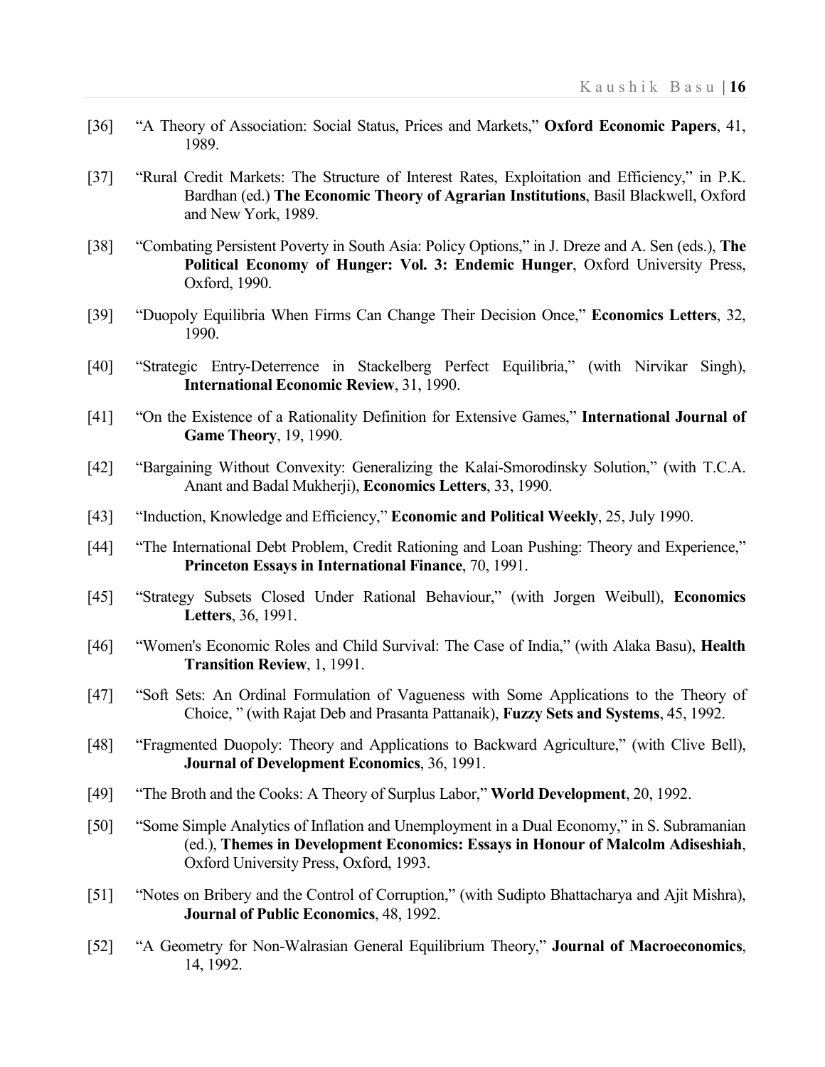[36] "A Theory of Association: Social Status, Prices and Markets," **Oxford Economic Papers**, 41, 1989.

[37] "Rural Credit Markets: The Structure of Interest Rates, Exploitation and Efficiency," in P.K. Bardhan (ed.) **The Economic Theory of Agrarian Institutions**, Basil Blackwell, Oxford and New York, 1989.

[38] "Combating Persistent Poverty in South Asia: Policy Options," in J. Dreze and A. Sen (eds.), **The Political Economy of Hunger: Vol. 3: Endemic Hunger**, Oxford University Press, Oxford, 1990.

[39] "Duopoly Equilibria When Firms Can Change Their Decision Once," **Economics Letters**, 32, 1990.

[40] "Strategic Entry-Deterrence in Stackelberg Perfect Equilibria," (with Nirvikar Singh), **International Economic Review**, 31, 1990.

[41] "On the Existence of a Rationality Definition for Extensive Games," **International Journal of Game Theory**, 19, 1990.

[42] "Bargaining Without Convexity: Generalizing the Kalai-Smorodinsky Solution," (with T.C.A. Anant and Badal Mukherji), **Economics Letters**, 33, 1990.

[43] "Induction, Knowledge and Efficiency," **Economic and Political Weekly**, 25, July 1990.

[44] "The International Debt Problem, Credit Rationing and Loan Pushing: Theory and Experience," **Princeton Essays in International Finance**, 70, 1991.

[45] "Strategy Subsets Closed Under Rational Behaviour," (with Jorgen Weibull), **Economics Letters**, 36, 1991.

[46] "Women's Economic Roles and Child Survival: The Case of India," (with Alaka Basu), **Health Transition Review**, 1, 1991.

[47] "Soft Sets: An Ordinal Formulation of Vagueness with Some Applications to the Theory of Choice, " (with Rajat Deb and Prasanta Pattanaik), **Fuzzy Sets and Systems**, 45, 1992.

[48] "Fragmented Duopoly: Theory and Applications to Backward Agriculture," (with Clive Bell), **Journal of Development Economics**, 36, 1991.

[49] "The Broth and the Cooks: A Theory of Surplus Labor," **World Development**, 20, 1992.

[50] "Some Simple Analytics of Inflation and Unemployment in a Dual Economy," in S. Subramanian (ed.), **Themes in Development Economics: Essays in Honour of Malcolm Adiseshiah**, Oxford University Press, Oxford, 1993.

[51] "Notes on Bribery and the Control of Corruption," (with Sudipto Bhattacharya and Ajit Mishra), **Journal of Public Economics**, 48, 1992.

[52] "A Geometry for Non-Walrasian General Equilibrium Theory," **Journal of Macroeconomics**, 14, 1992.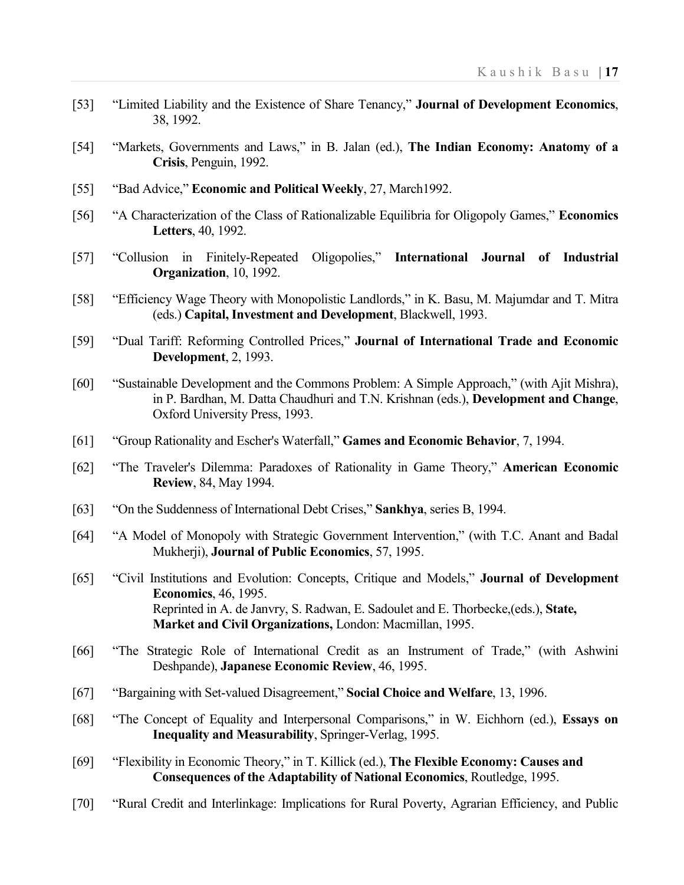[53] “Limited Liability and the Existence of Share Tenancy,” **Journal of Development Economics**, 38, 1992.

[54] “Markets, Governments and Laws,” in B. Jalan (ed.), **The Indian Economy: Anatomy of a Crisis**, Penguin, 1992.

[55] “Bad Advice,” **Economic and Political Weekly**, 27, March1992.

[56] “A Characterization of the Class of Rationalizable Equilibria for Oligopoly Games,” **Economics Letters**, 40, 1992.

[57] “Collusion in Finitely-Repeated Oligopolies,” **International Journal of Industrial Organization**, 10, 1992.

[58] “Efficiency Wage Theory with Monopolistic Landlords,” in K. Basu, M. Majumdar and T. Mitra (eds.) **Capital, Investment and Development**, Blackwell, 1993.

[59] “Dual Tariff: Reforming Controlled Prices,” **Journal of International Trade and Economic Development**, 2, 1993.

[60] “Sustainable Development and the Commons Problem: A Simple Approach,” (with Ajit Mishra), in P. Bardhan, M. Datta Chaudhuri and T.N. Krishnan (eds.), **Development and Change**, Oxford University Press, 1993.

[61] “Group Rationality and Escher's Waterfall,” **Games and Economic Behavior**, 7, 1994.

[62] “The Traveler's Dilemma: Paradoxes of Rationality in Game Theory,” **American Economic Review**, 84, May 1994.

[63] “On the Suddenness of International Debt Crises,” **Sankhya**, series B, 1994.

[64] “A Model of Monopoly with Strategic Government Intervention,” (with T.C. Anant and Badal Mukherji), **Journal of Public Economics**, 57, 1995.

[65] “Civil Institutions and Evolution: Concepts, Critique and Models,” **Journal of Development Economics**, 46, 1995.
Reprinted in A. de Janvry, S. Radwan, E. Sadoulet and E. Thorbecke,(eds.), **State, Market and Civil Organizations,** London: Macmillan, 1995.

[66] “The Strategic Role of International Credit as an Instrument of Trade,” (with Ashwini Deshpande), **Japanese Economic Review**, 46, 1995.

[67] “Bargaining with Set-valued Disagreement,” **Social Choice and Welfare**, 13, 1996.

[68] “The Concept of Equality and Interpersonal Comparisons,” in W. Eichhorn (ed.), **Essays on Inequality and Measurability**, Springer-Verlag, 1995.

[69] “Flexibility in Economic Theory,” in T. Killick (ed.), **The Flexible Economy: Causes and Consequences of the Adaptability of National Economics**, Routledge, 1995.

[70] “Rural Credit and Interlinkage: Implications for Rural Poverty, Agrarian Efficiency, and Public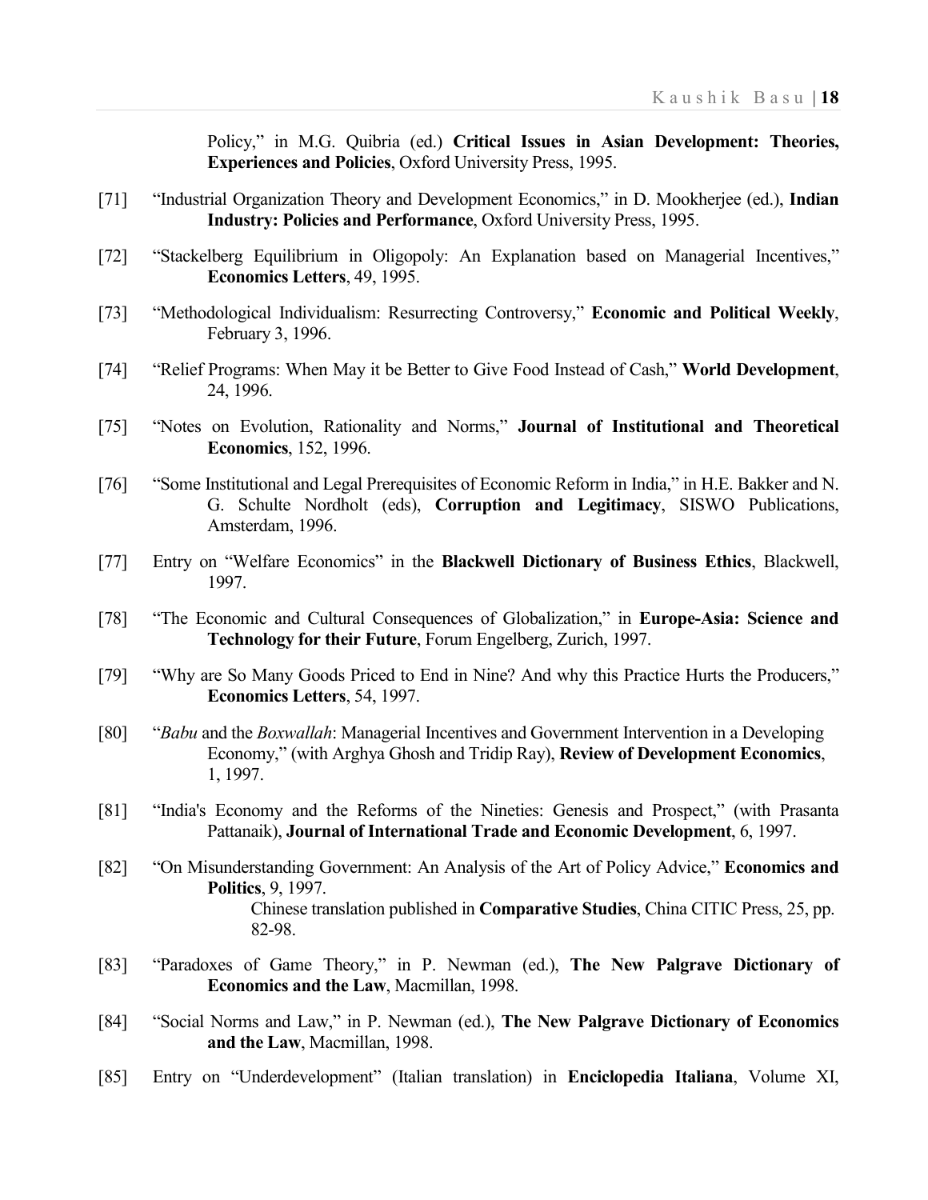Policy," in M.G. Quibria (ed.) **Critical Issues in Asian Development: Theories, Experiences and Policies**, Oxford University Press, 1995.

[71] "Industrial Organization Theory and Development Economics," in D. Mookherjee (ed.), **Indian Industry: Policies and Performance**, Oxford University Press, 1995.

[72] "Stackelberg Equilibrium in Oligopoly: An Explanation based on Managerial Incentives," **Economics Letters**, 49, 1995.

[73] "Methodological Individualism: Resurrecting Controversy," **Economic and Political Weekly**, February 3, 1996.

[74] "Relief Programs: When May it be Better to Give Food Instead of Cash," **World Development**, 24, 1996.

[75] "Notes on Evolution, Rationality and Norms," **Journal of Institutional and Theoretical Economics**, 152, 1996.

[76] "Some Institutional and Legal Prerequisites of Economic Reform in India," in H.E. Bakker and N. G. Schulte Nordholt (eds), **Corruption and Legitimacy**, SISWO Publications, Amsterdam, 1996.

[77] Entry on "Welfare Economics" in the **Blackwell Dictionary of Business Ethics**, Blackwell, 1997.

[78] "The Economic and Cultural Consequences of Globalization," in **Europe-Asia: Science and Technology for their Future**, Forum Engelberg, Zurich, 1997.

[79] "Why are So Many Goods Priced to End in Nine? And why this Practice Hurts the Producers," **Economics Letters**, 54, 1997.

[80] "*Babu* and the *Boxwallah*: Managerial Incentives and Government Intervention in a Developing Economy," (with Arghya Ghosh and Tridip Ray), **Review of Development Economics**, 1, 1997.

[81] "India's Economy and the Reforms of the Nineties: Genesis and Prospect," (with Prasanta Pattanaik), **Journal of International Trade and Economic Development**, 6, 1997.

[82] "On Misunderstanding Government: An Analysis of the Art of Policy Advice," **Economics and Politics**, 9, 1997.
Chinese translation published in **Comparative Studies**, China CITIC Press, 25, pp. 82-98.

[83] "Paradoxes of Game Theory," in P. Newman (ed.), **The New Palgrave Dictionary of Economics and the Law**, Macmillan, 1998.

[84] "Social Norms and Law," in P. Newman (ed.), **The New Palgrave Dictionary of Economics and the Law**, Macmillan, 1998.

[85] Entry on "Underdevelopment" (Italian translation) in **Enciclopedia Italiana**, Volume XI,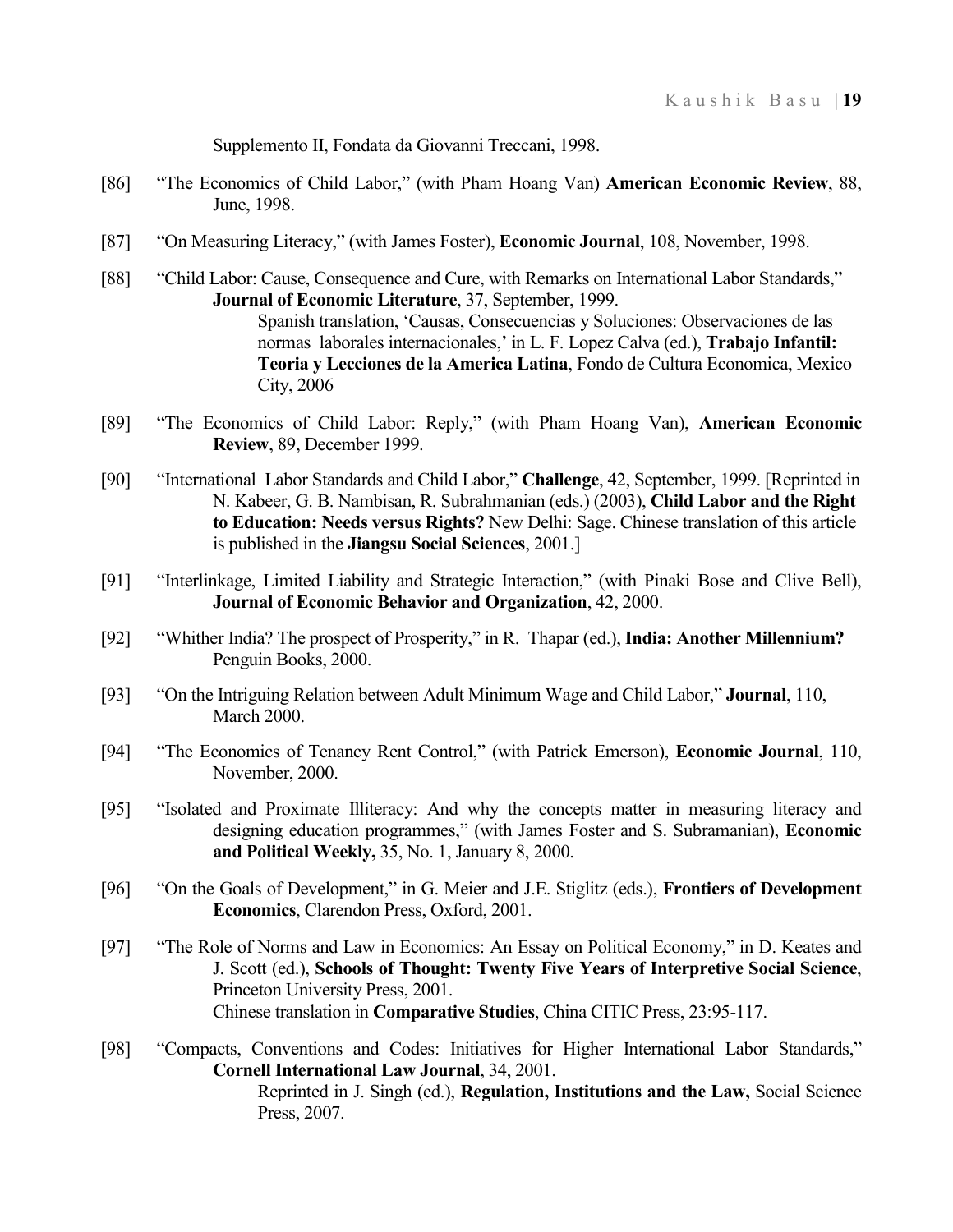Supplemento II, Fondata da Giovanni Treccani, 1998.

[86] "The Economics of Child Labor," (with Pham Hoang Van) **American Economic Review**, 88, June, 1998.

[87] "On Measuring Literacy," (with James Foster), **Economic Journal**, 108, November, 1998.

[88] "Child Labor: Cause, Consequence and Cure, with Remarks on International Labor Standards," **Journal of Economic Literature**, 37, September, 1999.
Spanish translation, 'Causas, Consecuencias y Soluciones: Observaciones de las normas laborales internacionales,' in L. F. Lopez Calva (ed.), **Trabajo Infantil: Teoria y Lecciones de la America Latina**, Fondo de Cultura Economica, Mexico City, 2006

[89] "The Economics of Child Labor: Reply," (with Pham Hoang Van), **American Economic Review**, 89, December 1999.

[90] "International Labor Standards and Child Labor," **Challenge**, 42, September, 1999. [Reprinted in N. Kabeer, G. B. Nambisan, R. Subrahmanian (eds.) (2003), **Child Labor and the Right to Education: Needs versus Rights?** New Delhi: Sage. Chinese translation of this article is published in the **Jiangsu Social Sciences**, 2001.]

[91] "Interlinkage, Limited Liability and Strategic Interaction," (with Pinaki Bose and Clive Bell), **Journal of Economic Behavior and Organization**, 42, 2000.

[92] "Whither India? The prospect of Prosperity," in R. Thapar (ed.), **India: Another Millennium?** Penguin Books, 2000.

[93] "On the Intriguing Relation between Adult Minimum Wage and Child Labor," **Journal**, 110, March 2000.

[94] "The Economics of Tenancy Rent Control," (with Patrick Emerson), **Economic Journal**, 110, November, 2000.

[95] "Isolated and Proximate Illiteracy: And why the concepts matter in measuring literacy and designing education programmes," (with James Foster and S. Subramanian), **Economic and Political Weekly,** 35, No. 1, January 8, 2000.

[96] "On the Goals of Development," in G. Meier and J.E. Stiglitz (eds.), **Frontiers of Development Economics**, Clarendon Press, Oxford, 2001.

[97] "The Role of Norms and Law in Economics: An Essay on Political Economy," in D. Keates and J. Scott (ed.), **Schools of Thought: Twenty Five Years of Interpretive Social Science**, Princeton University Press, 2001.
Chinese translation in **Comparative Studies**, China CITIC Press, 23:95-117.

[98] "Compacts, Conventions and Codes: Initiatives for Higher International Labor Standards," **Cornell International Law Journal**, 34, 2001.
Reprinted in J. Singh (ed.), **Regulation, Institutions and the Law,** Social Science Press, 2007.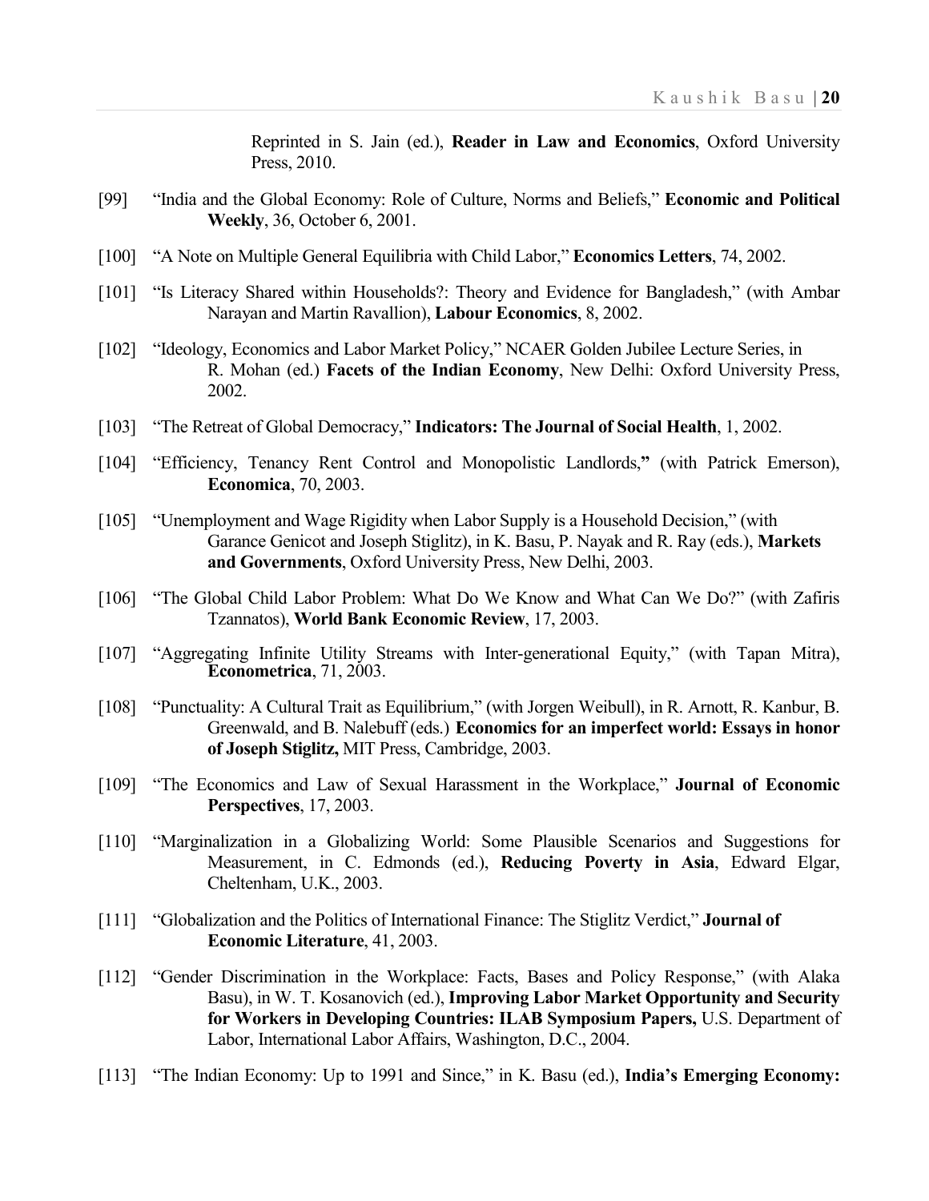Reprinted in S. Jain (ed.), **Reader in Law and Economics**, Oxford University Press, 2010.

[99] "India and the Global Economy: Role of Culture, Norms and Beliefs," **Economic and Political Weekly**, 36, October 6, 2001.

[100] "A Note on Multiple General Equilibria with Child Labor," **Economics Letters**, 74, 2002.

[101] "Is Literacy Shared within Households?: Theory and Evidence for Bangladesh," (with Ambar Narayan and Martin Ravallion), **Labour Economics**, 8, 2002.

[102] "Ideology, Economics and Labor Market Policy," NCAER Golden Jubilee Lecture Series, in R. Mohan (ed.) **Facets of the Indian Economy**, New Delhi: Oxford University Press, 2002.

[103] "The Retreat of Global Democracy," **Indicators: The Journal of Social Health**, 1, 2002.

[104] "Efficiency, Tenancy Rent Control and Monopolistic Landlords," (with Patrick Emerson), **Economica**, 70, 2003.

[105] "Unemployment and Wage Rigidity when Labor Supply is a Household Decision," (with Garance Genicot and Joseph Stiglitz), in K. Basu, P. Nayak and R. Ray (eds.), **Markets and Governments**, Oxford University Press, New Delhi, 2003.

[106] "The Global Child Labor Problem: What Do We Know and What Can We Do?" (with Zafiris Tzannatos), **World Bank Economic Review**, 17, 2003.

[107] "Aggregating Infinite Utility Streams with Inter-generational Equity," (with Tapan Mitra), **Econometrica**, 71, 2003.

[108] "Punctuality: A Cultural Trait as Equilibrium," (with Jorgen Weibull), in R. Arnott, R. Kanbur, B. Greenwald, and B. Nalebuff (eds.) **Economics for an imperfect world: Essays in honor of Joseph Stiglitz,** MIT Press, Cambridge, 2003.

[109] "The Economics and Law of Sexual Harassment in the Workplace," **Journal of Economic Perspectives**, 17, 2003.

[110] "Marginalization in a Globalizing World: Some Plausible Scenarios and Suggestions for Measurement, in C. Edmonds (ed.), **Reducing Poverty in Asia**, Edward Elgar, Cheltenham, U.K., 2003.

[111] "Globalization and the Politics of International Finance: The Stiglitz Verdict," **Journal of Economic Literature**, 41, 2003.

[112] "Gender Discrimination in the Workplace: Facts, Bases and Policy Response," (with Alaka Basu), in W. T. Kosanovich (ed.), **Improving Labor Market Opportunity and Security for Workers in Developing Countries: ILAB Symposium Papers,** U.S. Department of Labor, International Labor Affairs, Washington, D.C., 2004.

[113] "The Indian Economy: Up to 1991 and Since," in K. Basu (ed.), **India's Emerging Economy:**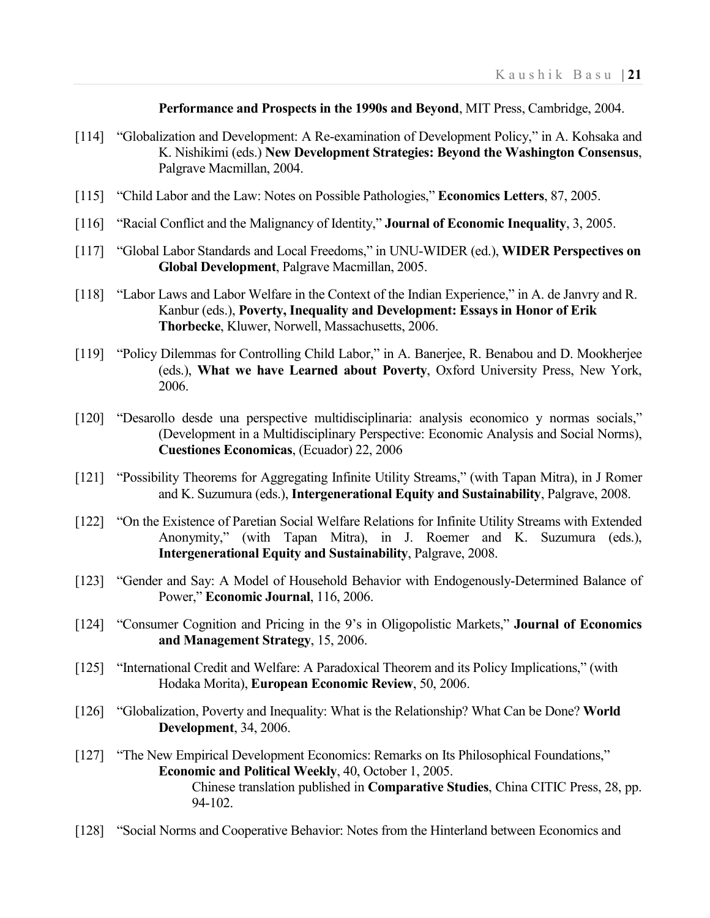**Performance and Prospects in the 1990s and Beyond**, MIT Press, Cambridge, 2004.

[114] "Globalization and Development: A Re-examination of Development Policy," in A. Kohsaka and K. Nishikimi (eds.) **New Development Strategies: Beyond the Washington Consensus**, Palgrave Macmillan, 2004.

[115] "Child Labor and the Law: Notes on Possible Pathologies," **Economics Letters**, 87, 2005.

[116] "Racial Conflict and the Malignancy of Identity," **Journal of Economic Inequality**, 3, 2005.

[117] "Global Labor Standards and Local Freedoms," in UNU-WIDER (ed.), **WIDER Perspectives on Global Development**, Palgrave Macmillan, 2005.

[118] "Labor Laws and Labor Welfare in the Context of the Indian Experience," in A. de Janvry and R. Kanbur (eds.), **Poverty, Inequality and Development: Essays in Honor of Erik Thorbecke**, Kluwer, Norwell, Massachusetts, 2006.

[119] "Policy Dilemmas for Controlling Child Labor," in A. Banerjee, R. Benabou and D. Mookherjee (eds.), **What we have Learned about Poverty**, Oxford University Press, New York, 2006.

[120] "Desarollo desde una perspective multidisciplinaria: analysis economico y normas socials," (Development in a Multidisciplinary Perspective: Economic Analysis and Social Norms), **Cuestiones Economicas**, (Ecuador) 22, 2006

[121] "Possibility Theorems for Aggregating Infinite Utility Streams," (with Tapan Mitra), in J Romer and K. Suzumura (eds.), **Intergenerational Equity and Sustainability**, Palgrave, 2008.

[122] "On the Existence of Paretian Social Welfare Relations for Infinite Utility Streams with Extended Anonymity," (with Tapan Mitra), in J. Roemer and K. Suzumura (eds.), **Intergenerational Equity and Sustainability**, Palgrave, 2008.

[123] "Gender and Say: A Model of Household Behavior with Endogenously-Determined Balance of Power," **Economic Journal**, 116, 2006.

[124] "Consumer Cognition and Pricing in the 9's in Oligopolistic Markets," **Journal of Economics and Management Strategy**, 15, 2006.

[125] "International Credit and Welfare: A Paradoxical Theorem and its Policy Implications," (with Hodaka Morita), **European Economic Review**, 50, 2006.

[126] "Globalization, Poverty and Inequality: What is the Relationship? What Can be Done? **World Development**, 34, 2006.

[127] "The New Empirical Development Economics: Remarks on Its Philosophical Foundations," **Economic and Political Weekly**, 40, October 1, 2005.
Chinese translation published in **Comparative Studies**, China CITIC Press, 28, pp. 94-102.

[128] "Social Norms and Cooperative Behavior: Notes from the Hinterland between Economics and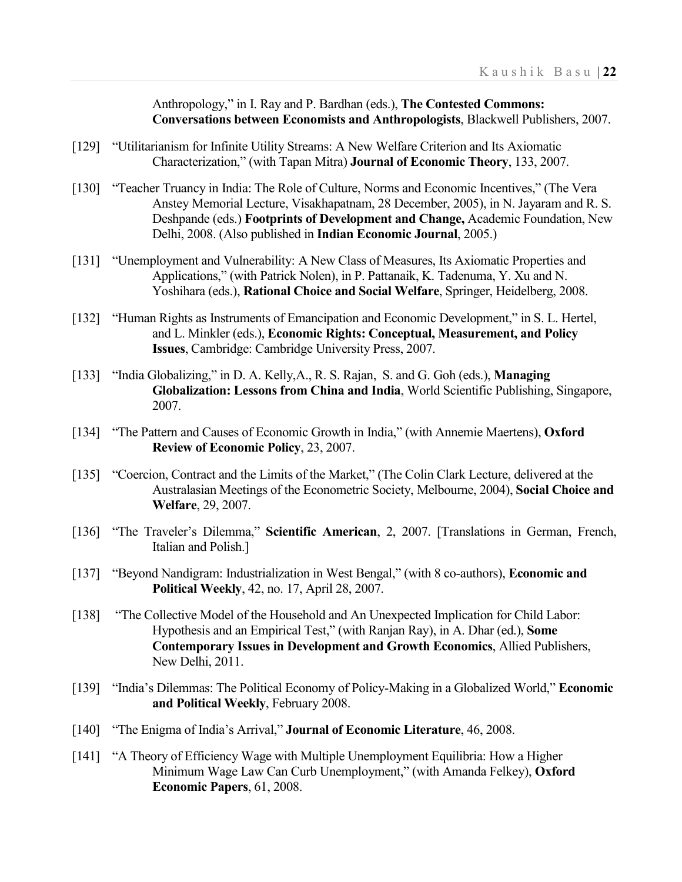Anthropology," in I. Ray and P. Bardhan (eds.), **The Contested Commons: Conversations between Economists and Anthropologists**, Blackwell Publishers, 2007.

[129] "Utilitarianism for Infinite Utility Streams: A New Welfare Criterion and Its Axiomatic Characterization," (with Tapan Mitra) **Journal of Economic Theory**, 133, 2007.

[130] "Teacher Truancy in India: The Role of Culture, Norms and Economic Incentives," (The Vera Anstey Memorial Lecture, Visakhapatnam, 28 December, 2005), in N. Jayaram and R. S. Deshpande (eds.) **Footprints of Development and Change,** Academic Foundation, New Delhi, 2008. (Also published in **Indian Economic Journal**, 2005.)

[131] "Unemployment and Vulnerability: A New Class of Measures, Its Axiomatic Properties and Applications," (with Patrick Nolen), in P. Pattanaik, K. Tadenuma, Y. Xu and N. Yoshihara (eds.), **Rational Choice and Social Welfare**, Springer, Heidelberg, 2008.

[132] "Human Rights as Instruments of Emancipation and Economic Development," in S. L. Hertel, and L. Minkler (eds.), **Economic Rights: Conceptual, Measurement, and Policy Issues**, Cambridge: Cambridge University Press, 2007.

[133] "India Globalizing," in D. A. Kelly,A., R. S. Rajan, S. and G. Goh (eds.), **Managing Globalization: Lessons from China and India**, World Scientific Publishing, Singapore, 2007.

[134] "The Pattern and Causes of Economic Growth in India," (with Annemie Maertens), **Oxford Review of Economic Policy**, 23, 2007.

[135] "Coercion, Contract and the Limits of the Market," (The Colin Clark Lecture, delivered at the Australasian Meetings of the Econometric Society, Melbourne, 2004), **Social Choice and Welfare**, 29, 2007.

[136] "The Traveler's Dilemma," **Scientific American**, 2, 2007. [Translations in German, French, Italian and Polish.]

[137] "Beyond Nandigram: Industrialization in West Bengal," (with 8 co-authors), **Economic and Political Weekly**, 42, no. 17, April 28, 2007.

[138] "The Collective Model of the Household and An Unexpected Implication for Child Labor: Hypothesis and an Empirical Test," (with Ranjan Ray), in A. Dhar (ed.), **Some Contemporary Issues in Development and Growth Economics**, Allied Publishers, New Delhi, 2011.

[139] "India's Dilemmas: The Political Economy of Policy-Making in a Globalized World," **Economic and Political Weekly**, February 2008.

[140] "The Enigma of India's Arrival," **Journal of Economic Literature**, 46, 2008.

[141] "A Theory of Efficiency Wage with Multiple Unemployment Equilibria: How a Higher Minimum Wage Law Can Curb Unemployment," (with Amanda Felkey), **Oxford Economic Papers**, 61, 2008.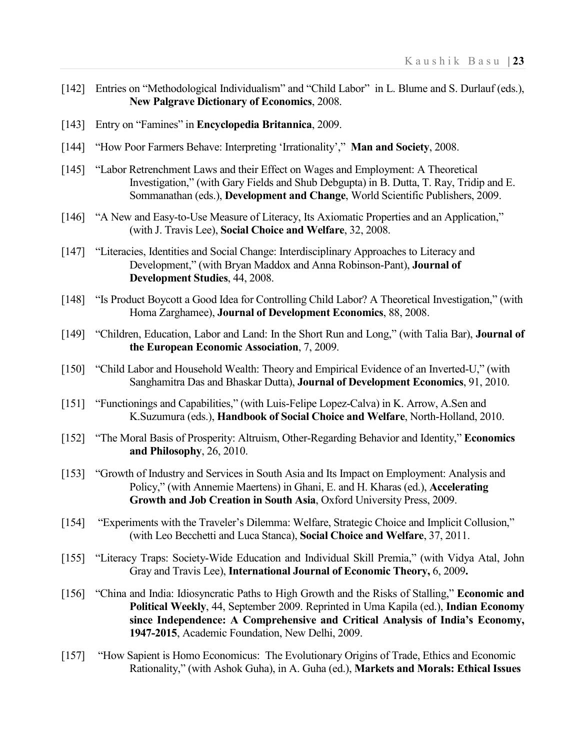[142] Entries on "Methodological Individualism" and "Child Labor" in L. Blume and S. Durlauf (eds.), **New Palgrave Dictionary of Economics**, 2008.

[143] Entry on "Famines" in **Encyclopedia Britannica**, 2009.

[144] "How Poor Farmers Behave: Interpreting 'Irrationality'," **Man and Society**, 2008.

[145] "Labor Retrenchment Laws and their Effect on Wages and Employment: A Theoretical Investigation," (with Gary Fields and Shub Debgupta) in B. Dutta, T. Ray, Tridip and E. Sommanathan (eds.), **Development and Change**, World Scientific Publishers, 2009.

[146] "A New and Easy-to-Use Measure of Literacy, Its Axiomatic Properties and an Application," (with J. Travis Lee), **Social Choice and Welfare**, 32, 2008.

[147] "Literacies, Identities and Social Change: Interdisciplinary Approaches to Literacy and Development," (with Bryan Maddox and Anna Robinson-Pant), **Journal of Development Studies**, 44, 2008.

[148] "Is Product Boycott a Good Idea for Controlling Child Labor? A Theoretical Investigation," (with Homa Zarghamee), **Journal of Development Economics**, 88, 2008.

[149] "Children, Education, Labor and Land: In the Short Run and Long," (with Talia Bar), **Journal of the European Economic Association**, 7, 2009.

[150] "Child Labor and Household Wealth: Theory and Empirical Evidence of an Inverted-U," (with Sanghamitra Das and Bhaskar Dutta), **Journal of Development Economics**, 91, 2010.

[151] "Functionings and Capabilities," (with Luis-Felipe Lopez-Calva) in K. Arrow, A.Sen and K.Suzumura (eds.), **Handbook of Social Choice and Welfare**, North-Holland, 2010.

[152] "The Moral Basis of Prosperity: Altruism, Other-Regarding Behavior and Identity," **Economics and Philosophy**, 26, 2010.

[153] "Growth of Industry and Services in South Asia and Its Impact on Employment: Analysis and Policy," (with Annemie Maertens) in Ghani, E. and H. Kharas (ed.), **Accelerating Growth and Job Creation in South Asia**, Oxford University Press, 2009.

[154] "Experiments with the Traveler's Dilemma: Welfare, Strategic Choice and Implicit Collusion," (with Leo Becchetti and Luca Stanca), **Social Choice and Welfare**, 37, 2011.

[155] "Literacy Traps: Society-Wide Education and Individual Skill Premia," (with Vidya Atal, John Gray and Travis Lee), **International Journal of Economic Theory,** 6, 2009**.**

[156] "China and India: Idiosyncratic Paths to High Growth and the Risks of Stalling," **Economic and Political Weekly**, 44, September 2009. Reprinted in Uma Kapila (ed.), **Indian Economy since Independence: A Comprehensive and Critical Analysis of India's Economy, 1947-2015**, Academic Foundation, New Delhi, 2009.

[157] "How Sapient is Homo Economicus: The Evolutionary Origins of Trade, Ethics and Economic Rationality," (with Ashok Guha), in A. Guha (ed.), **Markets and Morals: Ethical Issues**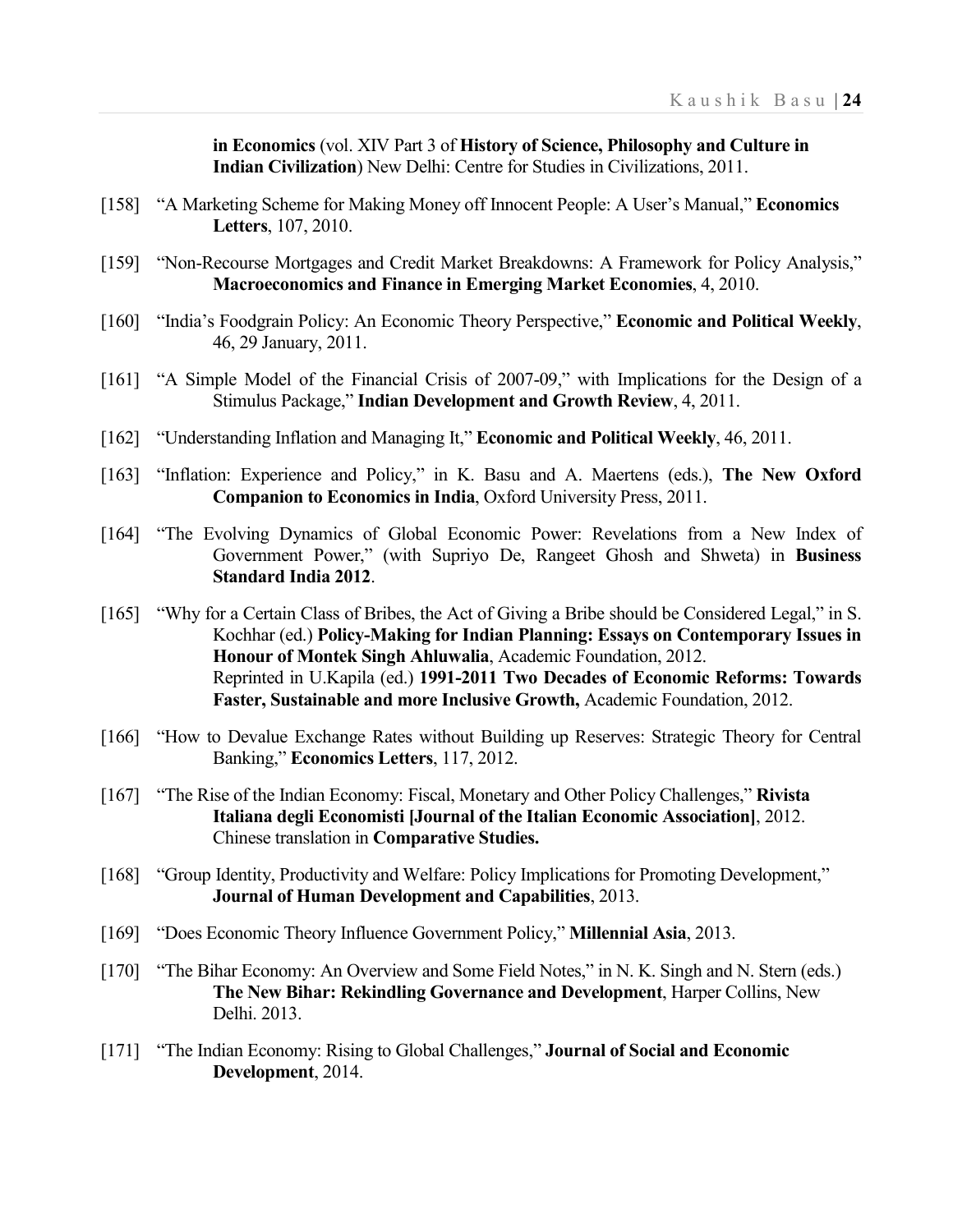**in Economics** (vol. XIV Part 3 of **History of Science, Philosophy and Culture in Indian Civilization**) New Delhi: Centre for Studies in Civilizations, 2011.

[158] "A Marketing Scheme for Making Money off Innocent People: A User's Manual," **Economics Letters**, 107, 2010.

[159] "Non-Recourse Mortgages and Credit Market Breakdowns: A Framework for Policy Analysis," **Macroeconomics and Finance in Emerging Market Economies**, 4, 2010.

[160] "India's Foodgrain Policy: An Economic Theory Perspective," **Economic and Political Weekly**, 46, 29 January, 2011.

[161] "A Simple Model of the Financial Crisis of 2007-09," with Implications for the Design of a Stimulus Package," **Indian Development and Growth Review**, 4, 2011.

[162] "Understanding Inflation and Managing It," **Economic and Political Weekly**, 46, 2011.

[163] "Inflation: Experience and Policy," in K. Basu and A. Maertens (eds.), **The New Oxford Companion to Economics in India**, Oxford University Press, 2011.

[164] "The Evolving Dynamics of Global Economic Power: Revelations from a New Index of Government Power," (with Supriyo De, Rangeet Ghosh and Shweta) in **Business Standard India 2012**.

[165] "Why for a Certain Class of Bribes, the Act of Giving a Bribe should be Considered Legal," in S. Kochhar (ed.) **Policy-Making for Indian Planning: Essays on Contemporary Issues in Honour of Montek Singh Ahluwalia**, Academic Foundation, 2012.
Reprinted in U.Kapila (ed.) **1991-2011 Two Decades of Economic Reforms: Towards Faster, Sustainable and more Inclusive Growth,** Academic Foundation, 2012.

[166] "How to Devalue Exchange Rates without Building up Reserves: Strategic Theory for Central Banking," **Economics Letters**, 117, 2012.

[167] "The Rise of the Indian Economy: Fiscal, Monetary and Other Policy Challenges," **Rivista Italiana degli Economisti [Journal of the Italian Economic Association]**, 2012.
Chinese translation in **Comparative Studies.**

[168] "Group Identity, Productivity and Welfare: Policy Implications for Promoting Development," **Journal of Human Development and Capabilities**, 2013.

[169] "Does Economic Theory Influence Government Policy," **Millennial Asia**, 2013.

[170] "The Bihar Economy: An Overview and Some Field Notes," in N. K. Singh and N. Stern (eds.) **The New Bihar: Rekindling Governance and Development**, Harper Collins, New Delhi. 2013.

[171] "The Indian Economy: Rising to Global Challenges," **Journal of Social and Economic Development**, 2014.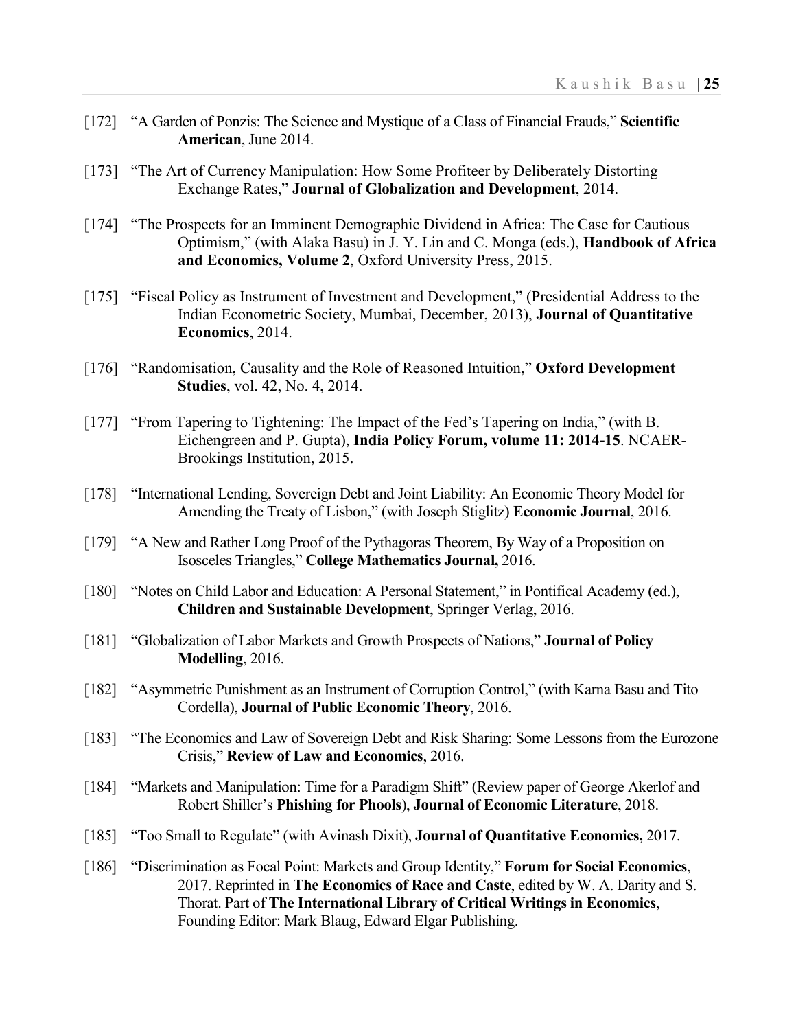[172] "A Garden of Ponzis: The Science and Mystique of a Class of Financial Frauds," **Scientific American**, June 2014.

[173] "The Art of Currency Manipulation: How Some Profiteer by Deliberately Distorting Exchange Rates," **Journal of Globalization and Development**, 2014.

[174] "The Prospects for an Imminent Demographic Dividend in Africa: The Case for Cautious Optimism," (with Alaka Basu) in J. Y. Lin and C. Monga (eds.), **Handbook of Africa and Economics, Volume 2**, Oxford University Press, 2015.

[175] "Fiscal Policy as Instrument of Investment and Development," (Presidential Address to the Indian Econometric Society, Mumbai, December, 2013), **Journal of Quantitative Economics**, 2014.

[176] "Randomisation, Causality and the Role of Reasoned Intuition," **Oxford Development Studies**, vol. 42, No. 4, 2014.

[177] "From Tapering to Tightening: The Impact of the Fed's Tapering on India," (with B. Eichengreen and P. Gupta), **India Policy Forum, volume 11: 2014-15**. NCAER-Brookings Institution, 2015.

[178] "International Lending, Sovereign Debt and Joint Liability: An Economic Theory Model for Amending the Treaty of Lisbon," (with Joseph Stiglitz) **Economic Journal**, 2016.

[179] "A New and Rather Long Proof of the Pythagoras Theorem, By Way of a Proposition on Isosceles Triangles," **College Mathematics Journal,** 2016.

[180] "Notes on Child Labor and Education: A Personal Statement," in Pontifical Academy (ed.), **Children and Sustainable Development**, Springer Verlag, 2016.

[181] "Globalization of Labor Markets and Growth Prospects of Nations," **Journal of Policy Modelling**, 2016.

[182] "Asymmetric Punishment as an Instrument of Corruption Control," (with Karna Basu and Tito Cordella), **Journal of Public Economic Theory**, 2016.

[183] "The Economics and Law of Sovereign Debt and Risk Sharing: Some Lessons from the Eurozone Crisis," **Review of Law and Economics**, 2016.

[184] "Markets and Manipulation: Time for a Paradigm Shift" (Review paper of George Akerlof and Robert Shiller's **Phishing for Phools**), **Journal of Economic Literature**, 2018.

[185] "Too Small to Regulate" (with Avinash Dixit), **Journal of Quantitative Economics,** 2017.

[186] "Discrimination as Focal Point: Markets and Group Identity," **Forum for Social Economics**, 2017. Reprinted in **The Economics of Race and Caste**, edited by W. A. Darity and S. Thorat. Part of **The International Library of Critical Writings in Economics**, Founding Editor: Mark Blaug, Edward Elgar Publishing.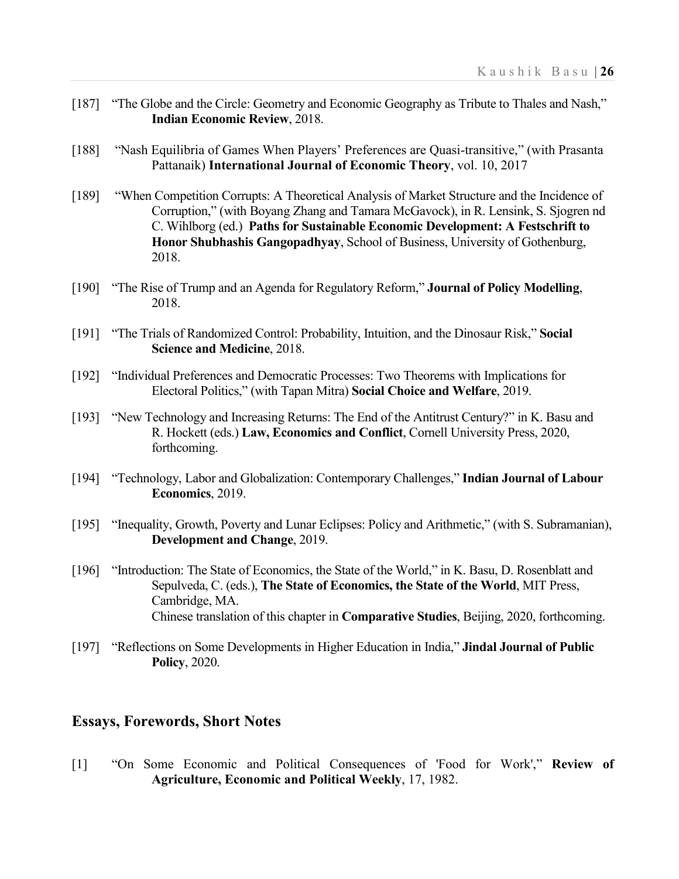[187] "The Globe and the Circle: Geometry and Economic Geography as Tribute to Thales and Nash," **Indian Economic Review**, 2018.

[188] "Nash Equilibria of Games When Players' Preferences are Quasi-transitive," (with Prasanta Pattanaik) **International Journal of Economic Theory**, vol. 10, 2017

[189] "When Competition Corrupts: A Theoretical Analysis of Market Structure and the Incidence of Corruption," (with Boyang Zhang and Tamara McGavock), in R. Lensink, S. Sjogren nd C. Wihlborg (ed.) **Paths for Sustainable Economic Development: A Festschrift to Honor Shubhashis Gangopadhyay**, School of Business, University of Gothenburg, 2018.

[190] "The Rise of Trump and an Agenda for Regulatory Reform," **Journal of Policy Modelling**, 2018.

[191] "The Trials of Randomized Control: Probability, Intuition, and the Dinosaur Risk," **Social Science and Medicine**, 2018.

[192] "Individual Preferences and Democratic Processes: Two Theorems with Implications for Electoral Politics," (with Tapan Mitra) **Social Choice and Welfare**, 2019.

[193] "New Technology and Increasing Returns: The End of the Antitrust Century?" in K. Basu and R. Hockett (eds.) **Law, Economics and Conflict**, Cornell University Press, 2020, forthcoming.

[194] "Technology, Labor and Globalization: Contemporary Challenges," **Indian Journal of Labour Economics**, 2019.

[195] "Inequality, Growth, Poverty and Lunar Eclipses: Policy and Arithmetic," (with S. Subramanian), **Development and Change**, 2019.

[196] "Introduction: The State of Economics, the State of the World," in K. Basu, D. Rosenblatt and Sepulveda, C. (eds.), **The State of Economics, the State of the World**, MIT Press, Cambridge, MA.
Chinese translation of this chapter in **Comparative Studies**, Beijing, 2020, forthcoming.

[197] "Reflections on Some Developments in Higher Education in India," **Jindal Journal of Public Policy**, 2020.

## Essays, Forewords, Short Notes

[1] "On Some Economic and Political Consequences of 'Food for Work'," **Review of Agriculture, Economic and Political Weekly**, 17, 1982.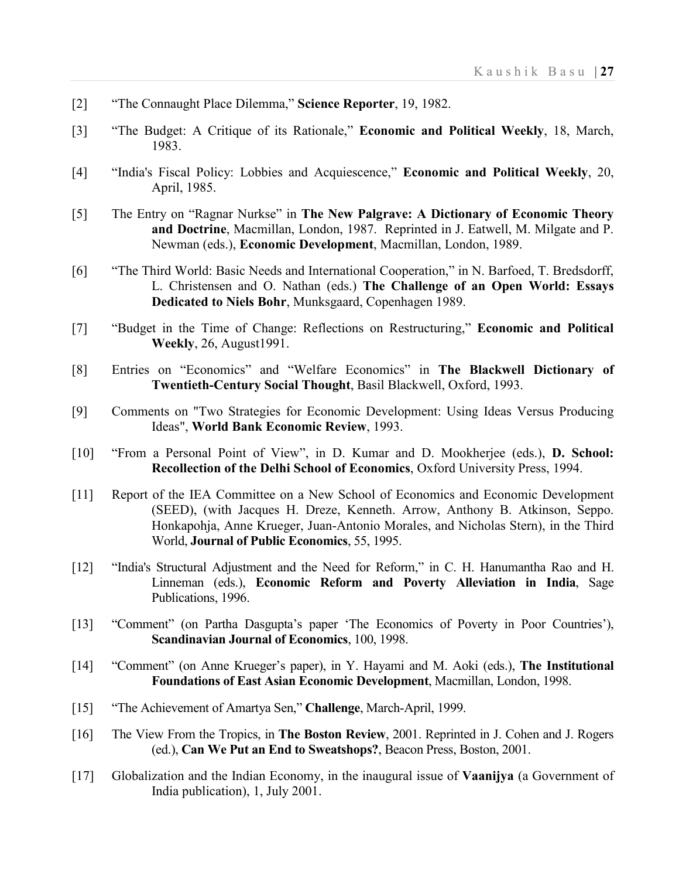[2] "The Connaught Place Dilemma," **Science Reporter**, 19, 1982.

[3] "The Budget: A Critique of its Rationale," **Economic and Political Weekly**, 18, March, 1983.

[4] "India's Fiscal Policy: Lobbies and Acquiescence," **Economic and Political Weekly**, 20, April, 1985.

[5] The Entry on "Ragnar Nurkse" in **The New Palgrave: A Dictionary of Economic Theory and Doctrine**, Macmillan, London, 1987. Reprinted in J. Eatwell, M. Milgate and P. Newman (eds.), **Economic Development**, Macmillan, London, 1989.

[6] "The Third World: Basic Needs and International Cooperation," in N. Barfoed, T. Bredsdorff, L. Christensen and O. Nathan (eds.) **The Challenge of an Open World: Essays Dedicated to Niels Bohr**, Munksgaard, Copenhagen 1989.

[7] "Budget in the Time of Change: Reflections on Restructuring," **Economic and Political Weekly**, 26, August1991.

[8] Entries on "Economics" and "Welfare Economics" in **The Blackwell Dictionary of Twentieth-Century Social Thought**, Basil Blackwell, Oxford, 1993.

[9] Comments on "Two Strategies for Economic Development: Using Ideas Versus Producing Ideas", **World Bank Economic Review**, 1993.

[10] "From a Personal Point of View", in D. Kumar and D. Mookherjee (eds.), **D. School: Recollection of the Delhi School of Economics**, Oxford University Press, 1994.

[11] Report of the IEA Committee on a New School of Economics and Economic Development (SEED), (with Jacques H. Dreze, Kenneth. Arrow, Anthony B. Atkinson, Seppo. Honkapohja, Anne Krueger, Juan-Antonio Morales, and Nicholas Stern), in the Third World, **Journal of Public Economics**, 55, 1995.

[12] "India's Structural Adjustment and the Need for Reform," in C. H. Hanumantha Rao and H. Linneman (eds.), **Economic Reform and Poverty Alleviation in India**, Sage Publications, 1996.

[13] "Comment" (on Partha Dasgupta's paper 'The Economics of Poverty in Poor Countries'), **Scandinavian Journal of Economics**, 100, 1998.

[14] "Comment" (on Anne Krueger's paper), in Y. Hayami and M. Aoki (eds.), **The Institutional Foundations of East Asian Economic Development**, Macmillan, London, 1998.

[15] "The Achievement of Amartya Sen," **Challenge**, March-April, 1999.

[16] The View From the Tropics, in **The Boston Review**, 2001. Reprinted in J. Cohen and J. Rogers (ed.), **Can We Put an End to Sweatshops?**, Beacon Press, Boston, 2001.

[17] Globalization and the Indian Economy, in the inaugural issue of **Vaanijya** (a Government of India publication), 1, July 2001.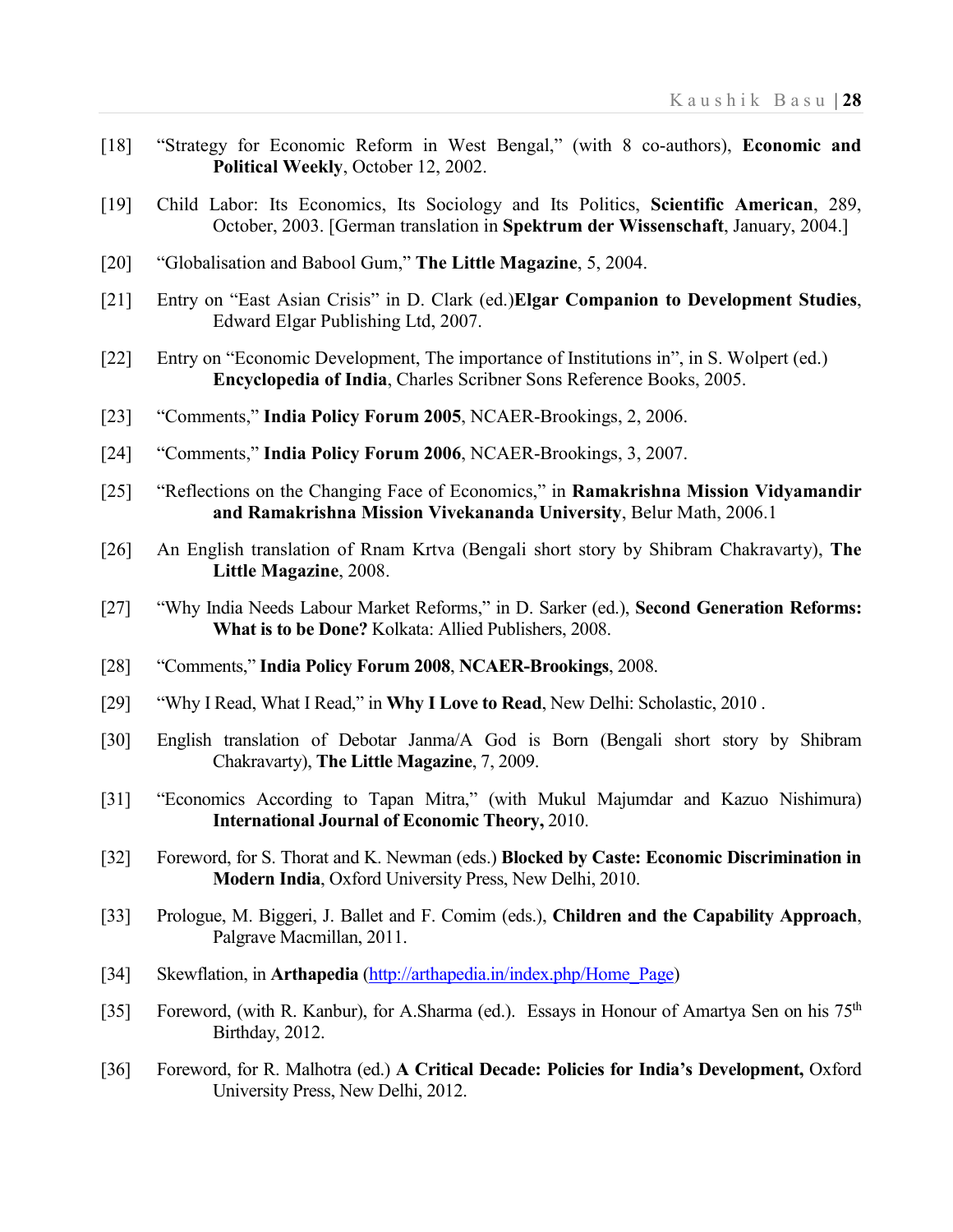[18] "Strategy for Economic Reform in West Bengal," (with 8 co-authors), **Economic and Political Weekly**, October 12, 2002.

[19] Child Labor: Its Economics, Its Sociology and Its Politics, **Scientific American**, 289, October, 2003. [German translation in **Spektrum der Wissenschaft**, January, 2004.]

[20] "Globalisation and Babool Gum," **The Little Magazine**, 5, 2004.

[21] Entry on "East Asian Crisis" in D. Clark (ed.)**Elgar Companion to Development Studies**, Edward Elgar Publishing Ltd, 2007.

[22] Entry on "Economic Development, The importance of Institutions in", in S. Wolpert (ed.) **Encyclopedia of India**, Charles Scribner Sons Reference Books, 2005.

[23] "Comments," **India Policy Forum 2005**, NCAER-Brookings, 2, 2006.

[24] "Comments," **India Policy Forum 2006**, NCAER-Brookings, 3, 2007.

[25] "Reflections on the Changing Face of Economics," in **Ramakrishna Mission Vidyamandir and Ramakrishna Mission Vivekananda University**, Belur Math, 2006.1

[26] An English translation of Rnam Krtva (Bengali short story by Shibram Chakravarty), **The Little Magazine**, 2008.

[27] "Why India Needs Labour Market Reforms," in D. Sarker (ed.), **Second Generation Reforms: What is to be Done?** Kolkata: Allied Publishers, 2008.

[28] "Comments," **India Policy Forum 2008**, **NCAER-Brookings**, 2008.

[29] "Why I Read, What I Read," in **Why I Love to Read**, New Delhi: Scholastic, 2010 .

[30] English translation of Debotar Janma/A God is Born (Bengali short story by Shibram Chakravarty), **The Little Magazine**, 7, 2009.

[31] "Economics According to Tapan Mitra," (with Mukul Majumdar and Kazuo Nishimura) **International Journal of Economic Theory,** 2010.

[32] Foreword, for S. Thorat and K. Newman (eds.) **Blocked by Caste: Economic Discrimination in Modern India**, Oxford University Press, New Delhi, 2010.

[33] Prologue, M. Biggeri, J. Ballet and F. Comim (eds.), **Children and the Capability Approach**, Palgrave Macmillan, 2011.

[34] Skewflation, in **Arthapedia** (http://arthapedia.in/index.php/Home_Page)

[35] Foreword, (with R. Kanbur), for A.Sharma (ed.). Essays in Honour of Amartya Sen on his 75th Birthday, 2012.

[36] Foreword, for R. Malhotra (ed.) **A Critical Decade: Policies for India's Development,** Oxford University Press, New Delhi, 2012.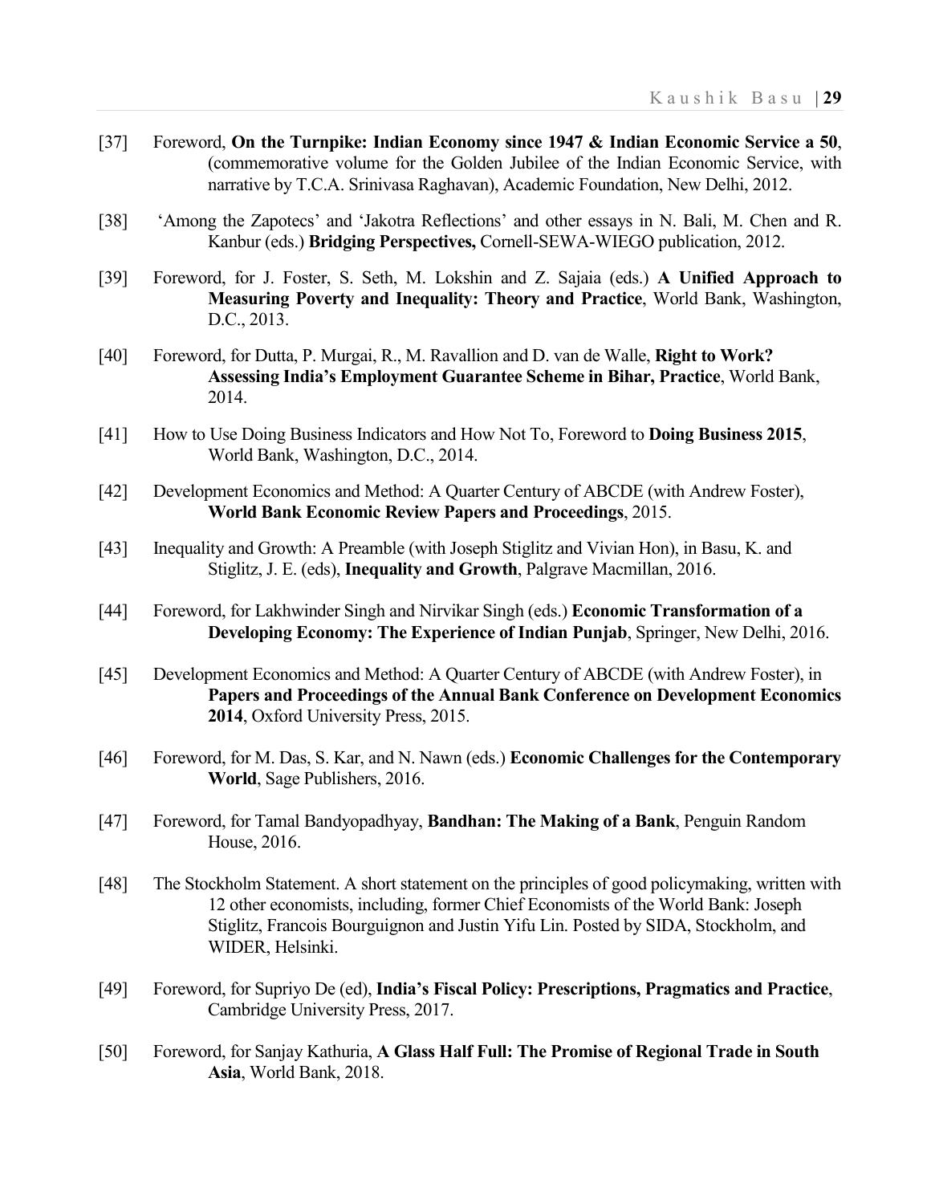[37] Foreword, **On the Turnpike: Indian Economy since 1947 & Indian Economic Service a 50**, (commemorative volume for the Golden Jubilee of the Indian Economic Service, with narrative by T.C.A. Srinivasa Raghavan), Academic Foundation, New Delhi, 2012.

[38] 'Among the Zapotecs' and 'Jakotra Reflections' and other essays in N. Bali, M. Chen and R. Kanbur (eds.) **Bridging Perspectives,** Cornell-SEWA-WIEGO publication, 2012.

[39] Foreword, for J. Foster, S. Seth, M. Lokshin and Z. Sajaia (eds.) **A Unified Approach to Measuring Poverty and Inequality: Theory and Practice**, World Bank, Washington, D.C., 2013.

[40] Foreword, for Dutta, P. Murgai, R., M. Ravallion and D. van de Walle, **Right to Work? Assessing India's Employment Guarantee Scheme in Bihar, Practice**, World Bank, 2014.

[41] How to Use Doing Business Indicators and How Not To, Foreword to **Doing Business 2015**, World Bank, Washington, D.C., 2014.

[42] Development Economics and Method: A Quarter Century of ABCDE (with Andrew Foster), **World Bank Economic Review Papers and Proceedings**, 2015.

[43] Inequality and Growth: A Preamble (with Joseph Stiglitz and Vivian Hon), in Basu, K. and Stiglitz, J. E. (eds), **Inequality and Growth**, Palgrave Macmillan, 2016.

[44] Foreword, for Lakhwinder Singh and Nirvikar Singh (eds.) **Economic Transformation of a Developing Economy: The Experience of Indian Punjab**, Springer, New Delhi, 2016.

[45] Development Economics and Method: A Quarter Century of ABCDE (with Andrew Foster), in **Papers and Proceedings of the Annual Bank Conference on Development Economics 2014**, Oxford University Press, 2015.

[46] Foreword, for M. Das, S. Kar, and N. Nawn (eds.) **Economic Challenges for the Contemporary World**, Sage Publishers, 2016.

[47] Foreword, for Tamal Bandyopadhyay, **Bandhan: The Making of a Bank**, Penguin Random House, 2016.

[48] The Stockholm Statement. A short statement on the principles of good policymaking, written with 12 other economists, including, former Chief Economists of the World Bank: Joseph Stiglitz, Francois Bourguignon and Justin Yifu Lin. Posted by SIDA, Stockholm, and WIDER, Helsinki.

[49] Foreword, for Supriyo De (ed), **India's Fiscal Policy: Prescriptions, Pragmatics and Practice**, Cambridge University Press, 2017.

[50] Foreword, for Sanjay Kathuria, **A Glass Half Full: The Promise of Regional Trade in South Asia**, World Bank, 2018.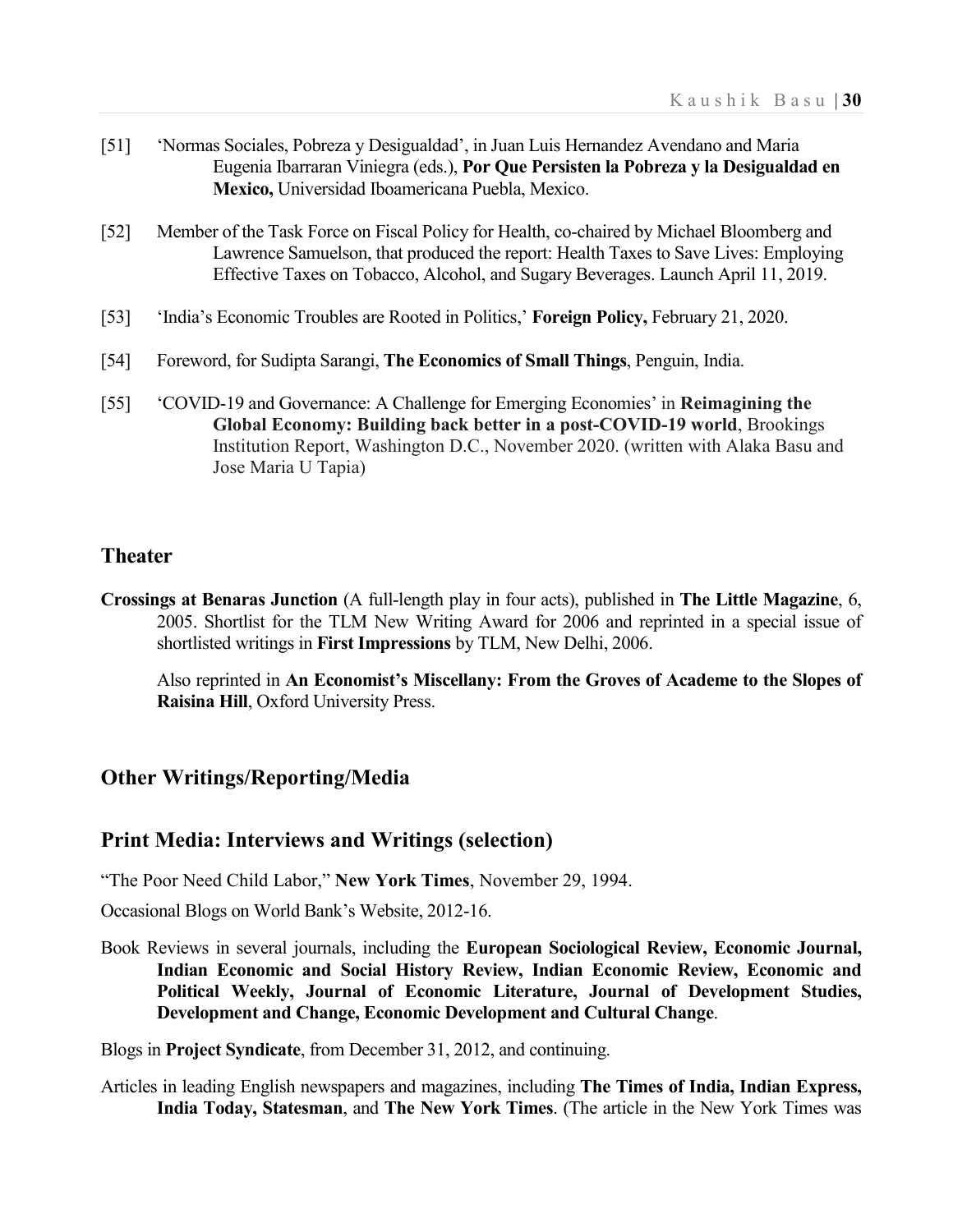[51] 'Normas Sociales, Pobreza y Desigualdad', in Juan Luis Hernandez Avendano and Maria Eugenia Ibarraran Viniegra (eds.), **Por Que Persisten la Pobreza y la Desigualdad en Mexico,** Universidad Iboamericana Puebla, Mexico.

[52] Member of the Task Force on Fiscal Policy for Health, co-chaired by Michael Bloomberg and Lawrence Samuelson, that produced the report: Health Taxes to Save Lives: Employing Effective Taxes on Tobacco, Alcohol, and Sugary Beverages. Launch April 11, 2019.

[53] 'India's Economic Troubles are Rooted in Politics,' **Foreign Policy,** February 21, 2020.

[54] Foreword, for Sudipta Sarangi, **The Economics of Small Things**, Penguin, India.

[55] 'COVID-19 and Governance: A Challenge for Emerging Economies' in **Reimagining the Global Economy: Building back better in a post-COVID-19 world**, Brookings Institution Report, Washington D.C., November 2020. (written with Alaka Basu and Jose Maria U Tapia)

## Theater

**Crossings at Benaras Junction** (A full-length play in four acts), published in **The Little Magazine**, 6, 2005. Shortlist for the TLM New Writing Award for 2006 and reprinted in a special issue of shortlisted writings in **First Impressions** by TLM, New Delhi, 2006.

Also reprinted in **An Economist's Miscellany: From the Groves of Academe to the Slopes of Raisina Hill**, Oxford University Press.

## Other Writings/Reporting/Media

## Print Media: Interviews and Writings (selection)

"The Poor Need Child Labor," **New York Times**, November 29, 1994.

Occasional Blogs on World Bank's Website, 2012-16.

Book Reviews in several journals, including the **European Sociological Review, Economic Journal, Indian Economic and Social History Review, Indian Economic Review, Economic and Political Weekly, Journal of Economic Literature, Journal of Development Studies, Development and Change, Economic Development and Cultural Change**.

Blogs in **Project Syndicate**, from December 31, 2012, and continuing.

Articles in leading English newspapers and magazines, including **The Times of India, Indian Express, India Today, Statesman**, and **The New York Times**. (The article in the New York Times was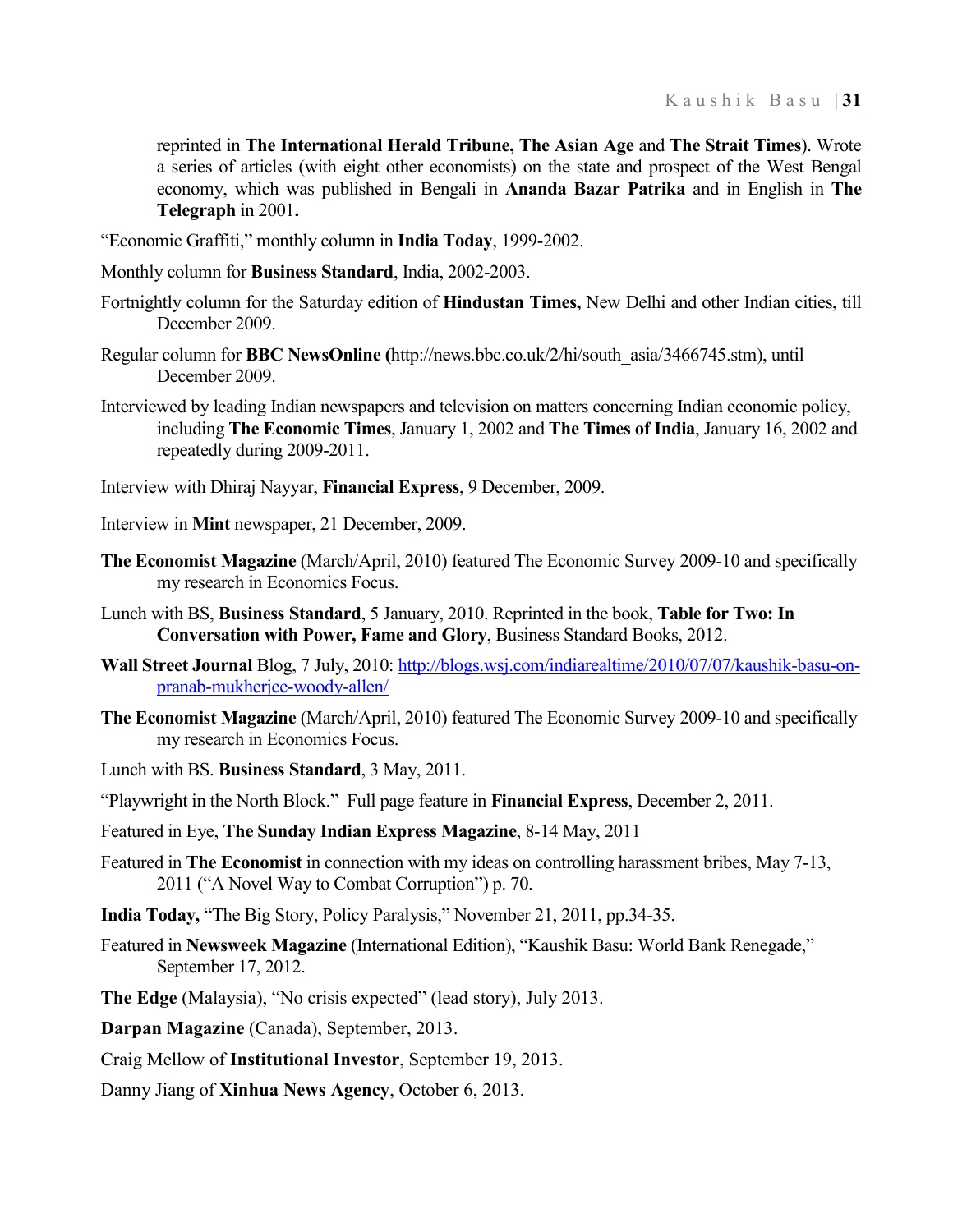reprinted in **The International Herald Tribune, The Asian Age** and **The Strait Times**). Wrote a series of articles (with eight other economists) on the state and prospect of the West Bengal economy, which was published in Bengali in **Ananda Bazar Patrika** and in English in **The Telegraph** in 2001**.**

"Economic Graffiti," monthly column in **India Today**, 1999-2002.

Monthly column for **Business Standard**, India, 2002-2003.

Fortnightly column for the Saturday edition of **Hindustan Times,** New Delhi and other Indian cities, till December 2009.

Regular column for **BBC NewsOnline (**http://news.bbc.co.uk/2/hi/south_asia/3466745.stm), until December 2009.

Interviewed by leading Indian newspapers and television on matters concerning Indian economic policy, including **The Economic Times**, January 1, 2002 and **The Times of India**, January 16, 2002 and repeatedly during 2009-2011.

Interview with Dhiraj Nayyar, **Financial Express**, 9 December, 2009.

Interview in **Mint** newspaper, 21 December, 2009.

**The Economist Magazine** (March/April, 2010) featured The Economic Survey 2009-10 and specifically my research in Economics Focus.

Lunch with BS, **Business Standard**, 5 January, 2010. Reprinted in the book, **Table for Two: In Conversation with Power, Fame and Glory**, Business Standard Books, 2012.

**Wall Street Journal** Blog, 7 July, 2010: http://blogs.wsj.com/indiarealtime/2010/07/07/kaushik-basu-on-pranab-mukherjee-woody-allen/

**The Economist Magazine** (March/April, 2010) featured The Economic Survey 2009-10 and specifically my research in Economics Focus.

Lunch with BS. **Business Standard**, 3 May, 2011.

"Playwright in the North Block." Full page feature in **Financial Express**, December 2, 2011.

Featured in Eye, **The Sunday Indian Express Magazine**, 8-14 May, 2011

Featured in **The Economist** in connection with my ideas on controlling harassment bribes, May 7-13, 2011 ("A Novel Way to Combat Corruption") p. 70.

**India Today,** "The Big Story, Policy Paralysis," November 21, 2011, pp.34-35.

Featured in **Newsweek Magazine** (International Edition), "Kaushik Basu: World Bank Renegade," September 17, 2012.

**The Edge** (Malaysia), "No crisis expected" (lead story), July 2013.

**Darpan Magazine** (Canada), September, 2013.

Craig Mellow of **Institutional Investor**, September 19, 2013.

Danny Jiang of **Xinhua News Agency**, October 6, 2013.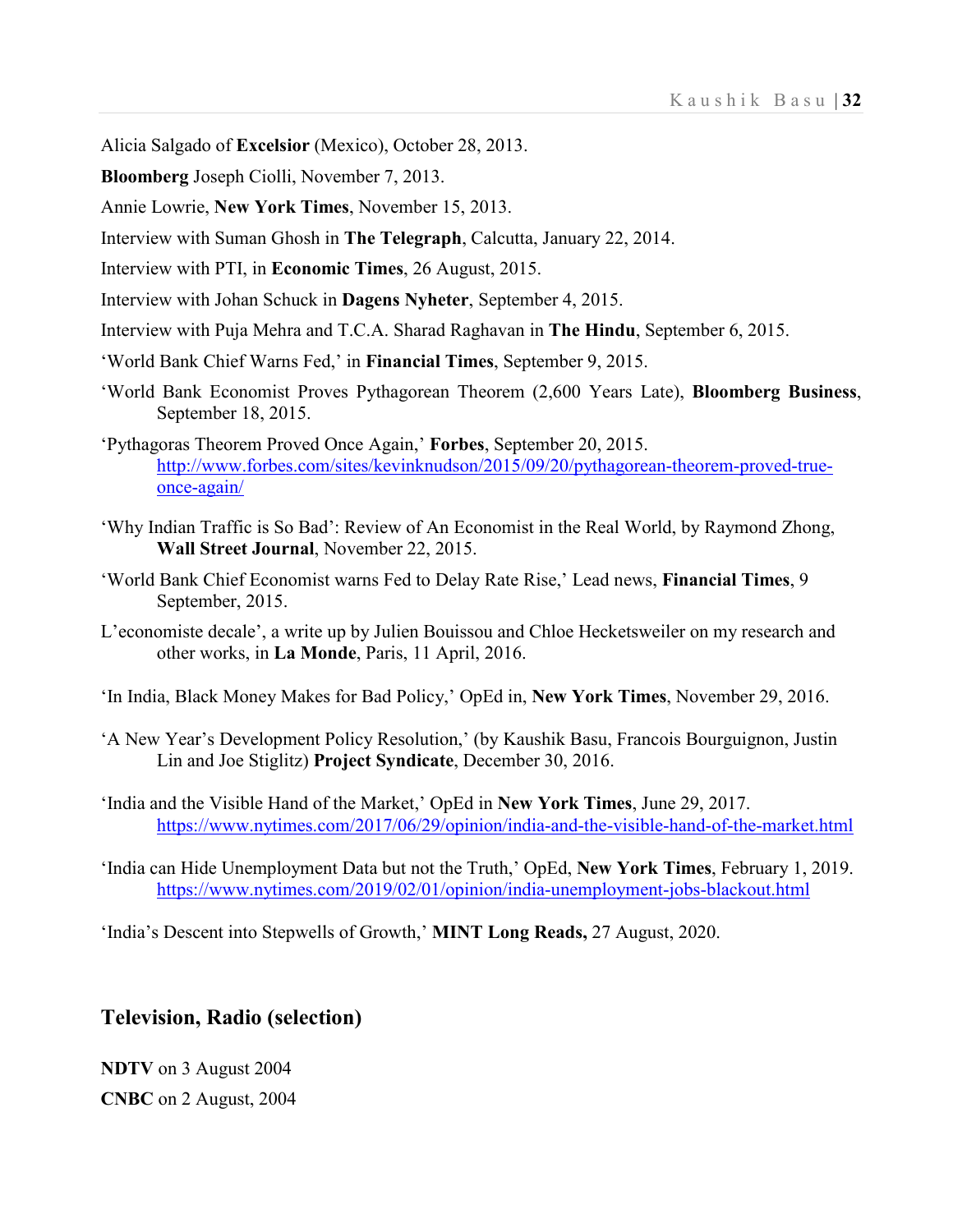Alicia Salgado of **Excelsior** (Mexico), October 28, 2013.

**Bloomberg** Joseph Ciolli, November 7, 2013.

Annie Lowrie, **New York Times**, November 15, 2013.

Interview with Suman Ghosh in **The Telegraph**, Calcutta, January 22, 2014.

Interview with PTI, in **Economic Times**, 26 August, 2015.

Interview with Johan Schuck in **Dagens Nyheter**, September 4, 2015.

Interview with Puja Mehra and T.C.A. Sharad Raghavan in **The Hindu**, September 6, 2015.

'World Bank Chief Warns Fed,' in **Financial Times**, September 9, 2015.

'World Bank Economist Proves Pythagorean Theorem (2,600 Years Late), **Bloomberg Business**, September 18, 2015.

'Pythagoras Theorem Proved Once Again,' **Forbes**, September 20, 2015. http://www.forbes.com/sites/kevinknudson/2015/09/20/pythagorean-theorem-proved-true-once-again/

'Why Indian Traffic is So Bad': Review of An Economist in the Real World, by Raymond Zhong, **Wall Street Journal**, November 22, 2015.

'World Bank Chief Economist warns Fed to Delay Rate Rise,' Lead news, **Financial Times**, 9 September, 2015.

L'economiste decale', a write up by Julien Bouissou and Chloe Hecketsweiler on my research and other works, in **La Monde**, Paris, 11 April, 2016.

'In India, Black Money Makes for Bad Policy,' OpEd in, **New York Times**, November 29, 2016.

'A New Year's Development Policy Resolution,' (by Kaushik Basu, Francois Bourguignon, Justin Lin and Joe Stiglitz) **Project Syndicate**, December 30, 2016.

'India and the Visible Hand of the Market,' OpEd in **New York Times**, June 29, 2017. https://www.nytimes.com/2017/06/29/opinion/india-and-the-visible-hand-of-the-market.html

'India can Hide Unemployment Data but not the Truth,' OpEd, **New York Times**, February 1, 2019. https://www.nytimes.com/2019/02/01/opinion/india-unemployment-jobs-blackout.html

'India's Descent into Stepwells of Growth,' **MINT Long Reads,** 27 August, 2020.

## Television, Radio (selection)

**NDTV** on 3 August 2004

**CNBC** on 2 August, 2004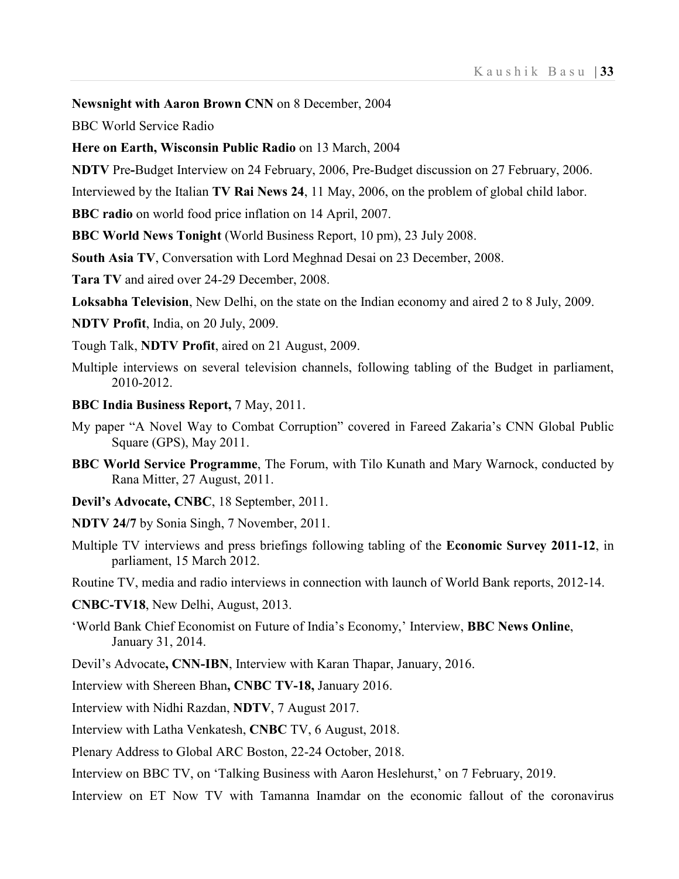**Newsnight with Aaron Brown CNN** on 8 December, 2004

BBC World Service Radio

**Here on Earth, Wisconsin Public Radio** on 13 March, 2004

**NDTV** Pre-Budget Interview on 24 February, 2006, Pre-Budget discussion on 27 February, 2006.

Interviewed by the Italian **TV Rai News 24**, 11 May, 2006, on the problem of global child labor.

**BBC radio** on world food price inflation on 14 April, 2007.

**BBC World News Tonight** (World Business Report, 10 pm), 23 July 2008.

**South Asia TV**, Conversation with Lord Meghnad Desai on 23 December, 2008.

**Tara TV** and aired over 24-29 December, 2008.

**Loksabha Television**, New Delhi, on the state on the Indian economy and aired 2 to 8 July, 2009.

**NDTV Profit**, India, on 20 July, 2009.

Tough Talk, **NDTV Profit**, aired on 21 August, 2009.

Multiple interviews on several television channels, following tabling of the Budget in parliament, 2010-2012.

**BBC India Business Report,** 7 May, 2011.

My paper "A Novel Way to Combat Corruption" covered in Fareed Zakaria's CNN Global Public Square (GPS), May 2011.

**BBC World Service Programme**, The Forum, with Tilo Kunath and Mary Warnock, conducted by Rana Mitter, 27 August, 2011.

**Devil's Advocate, CNBC**, 18 September, 2011.

**NDTV 24/7** by Sonia Singh, 7 November, 2011.

Multiple TV interviews and press briefings following tabling of the **Economic Survey 2011-12**, in parliament, 15 March 2012.

Routine TV, media and radio interviews in connection with launch of World Bank reports, 2012-14.

**CNBC-TV18**, New Delhi, August, 2013.

'World Bank Chief Economist on Future of India's Economy,' Interview, **BBC News Online**, January 31, 2014.

Devil's Advocate**, CNN-IBN**, Interview with Karan Thapar, January, 2016.

Interview with Shereen Bhan**, CNBC TV-18,** January 2016.

Interview with Nidhi Razdan, **NDTV**, 7 August 2017.

Interview with Latha Venkatesh, **CNBC** TV, 6 August, 2018.

Plenary Address to Global ARC Boston, 22-24 October, 2018.

Interview on BBC TV, on 'Talking Business with Aaron Heslehurst,' on 7 February, 2019.

Interview on ET Now TV with Tamanna Inamdar on the economic fallout of the coronavirus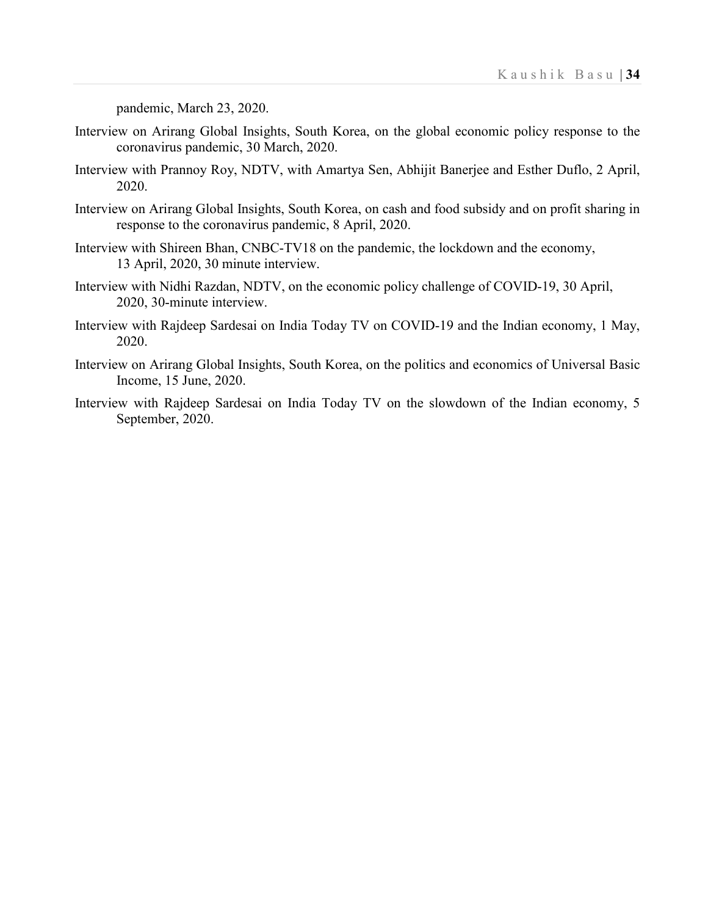pandemic, March 23, 2020.

Interview on Arirang Global Insights, South Korea, on the global economic policy response to the coronavirus pandemic, 30 March, 2020.

Interview with Prannoy Roy, NDTV, with Amartya Sen, Abhijit Banerjee and Esther Duflo, 2 April, 2020.

Interview on Arirang Global Insights, South Korea, on cash and food subsidy and on profit sharing in response to the coronavirus pandemic, 8 April, 2020.

Interview with Shireen Bhan, CNBC-TV18 on the pandemic, the lockdown and the economy, 13 April, 2020, 30 minute interview.

Interview with Nidhi Razdan, NDTV, on the economic policy challenge of COVID-19, 30 April, 2020, 30-minute interview.

Interview with Rajdeep Sardesai on India Today TV on COVID-19 and the Indian economy, 1 May, 2020.

Interview on Arirang Global Insights, South Korea, on the politics and economics of Universal Basic Income, 15 June, 2020.

Interview with Rajdeep Sardesai on India Today TV on the slowdown of the Indian economy, 5 September, 2020.